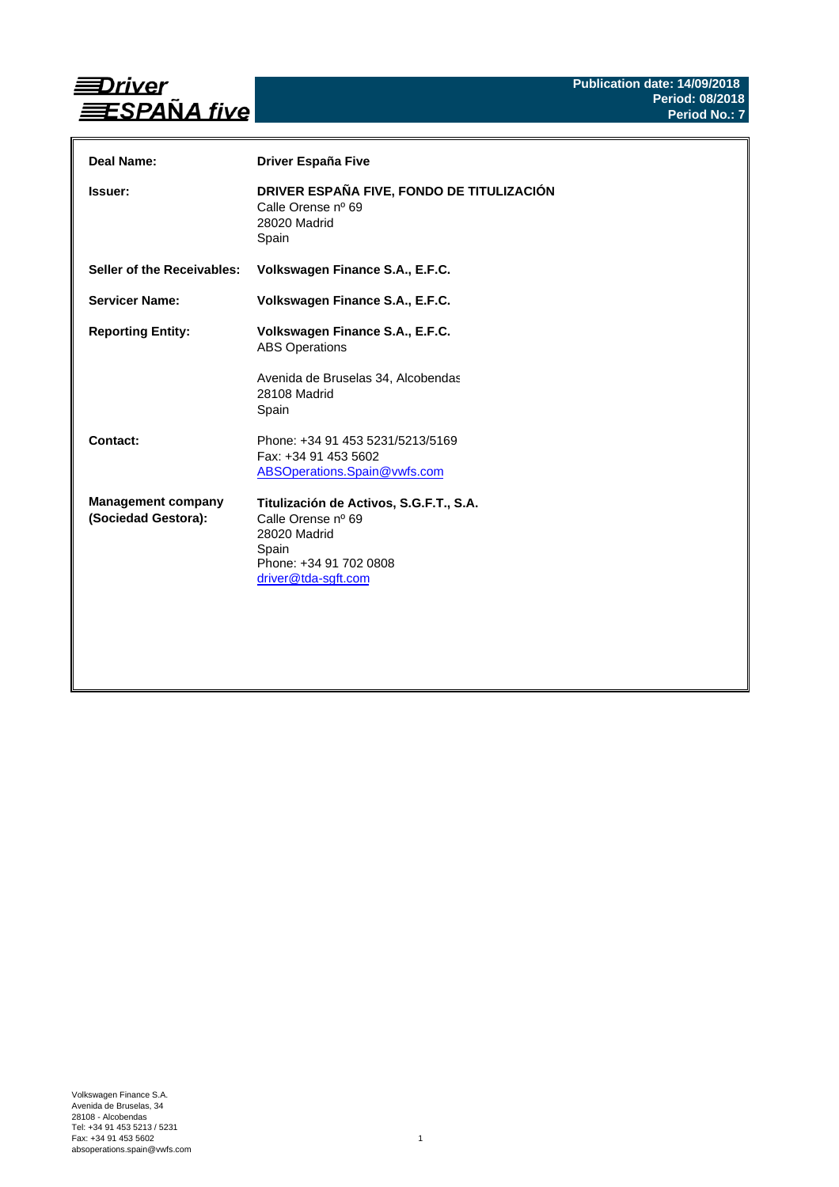**Driver ESPAÑA five**

**Publication date: 14/09/2018**
**Period: 08/2018**
**Period No.: 7**

| | |
|---|---|
| **Deal Name:** | **Driver España Five** |
| **Issuer:** | **DRIVER ESPAÑA FIVE, FONDO DE TITULIZACIÓN**<br>Calle Orense nº 69<br>28020 Madrid<br>Spain |
| **Seller of the Receivables:** | **Volkswagen Finance S.A., E.F.C.** |
| **Servicer Name:** | **Volkswagen Finance S.A., E.F.C.** |
| **Reporting Entity:** | **Volkswagen Finance S.A., E.F.C.**<br>ABS Operations<br><br>Avenida de Bruselas 34, Alcobendas<br>28108 Madrid<br>Spain |
| **Contact:** | Phone: +34 91 453 5231/5213/5169<br>Fax: +34 91 453 5602<br>ABSOperations.Spain@vwfs.com |
| **Management company (Sociedad Gestora):** | **Titulización de Activos, S.G.F.T., S.A.**<br>Calle Orense nº 69<br>28020 Madrid<br>Spain<br>Phone: +34 91 702 0808<br>driver@tda-sgft.com |

Volkswagen Finance S.A.
Avenida de Bruselas, 34
28108 - Alcobendas
Tel: +34 91 453 5213 / 5231
Fax: +34 91 453 5602
absoperations.spain@vwfs.com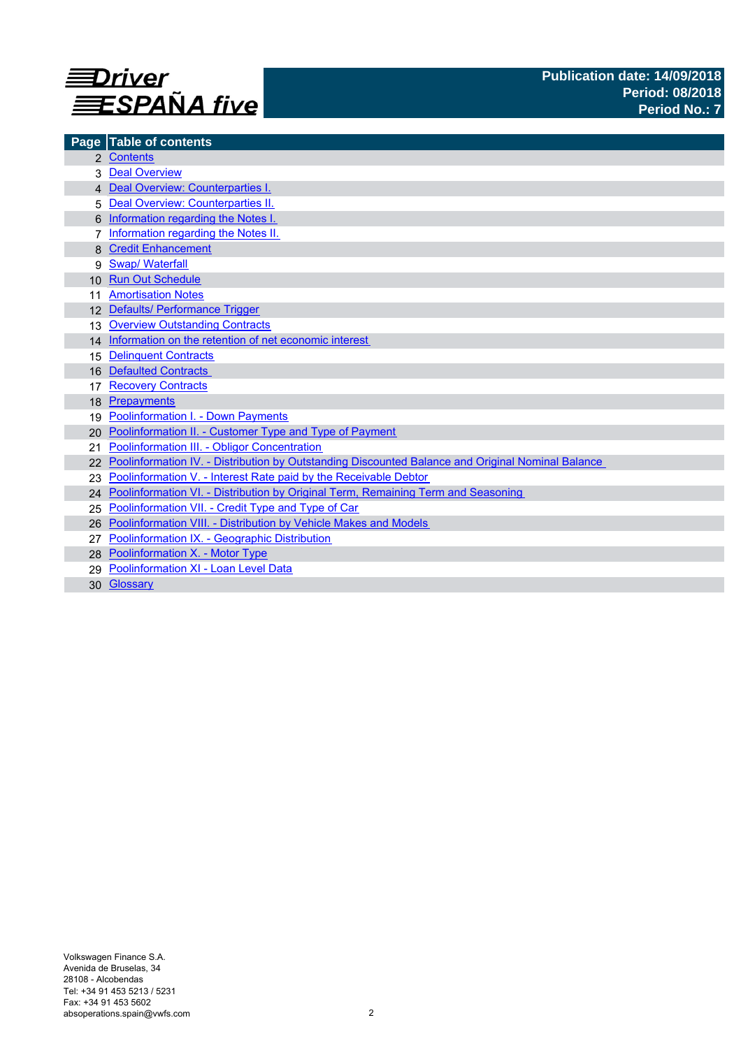# Driver ESPAÑA five

**Publication date: 14/09/2018**
**Period: 08/2018**
**Period No.: 7**

| Page | Table of contents |
|---|---|
| 2 | Contents |
| 3 | Deal Overview |
| 4 | Deal Overview: Counterparties I. |
| 5 | Deal Overview: Counterparties II. |
| 6 | Information regarding the Notes I. |
| 7 | Information regarding the Notes II. |
| 8 | Credit Enhancement |
| 9 | Swap/ Waterfall |
| 10 | Run Out Schedule |
| 11 | Amortisation Notes |
| 12 | Defaults/ Performance Trigger |
| 13 | Overview Outstanding Contracts |
| 14 | Information on the retention of net economic interest |
| 15 | Delinquent Contracts |
| 16 | Defaulted Contracts |
| 17 | Recovery Contracts |
| 18 | Prepayments |
| 19 | Poolinformation I. - Down Payments |
| 20 | Poolinformation II. - Customer Type and Type of Payment |
| 21 | Poolinformation III. - Obligor Concentration |
| 22 | Poolinformation IV. - Distribution by Outstanding Discounted Balance and Original Nominal Balance |
| 23 | Poolinformation V. - Interest Rate paid by the Receivable Debtor |
| 24 | Poolinformation VI. - Distribution by Original Term, Remaining Term and Seasoning |
| 25 | Poolinformation VII. - Credit Type and Type of Car |
| 26 | Poolinformation VIII. - Distribution by Vehicle Makes and Models |
| 27 | Poolinformation IX. - Geographic Distribution |
| 28 | Poolinformation X. - Motor Type |
| 29 | Poolinformation XI - Loan Level Data |
| 30 | Glossary |

Volkswagen Finance S.A.
Avenida de Bruselas, 34
28108 - Alcobendas
Tel: +34 91 453 5213 / 5231
Fax: +34 91 453 5602
absoperations.spain@vwfs.com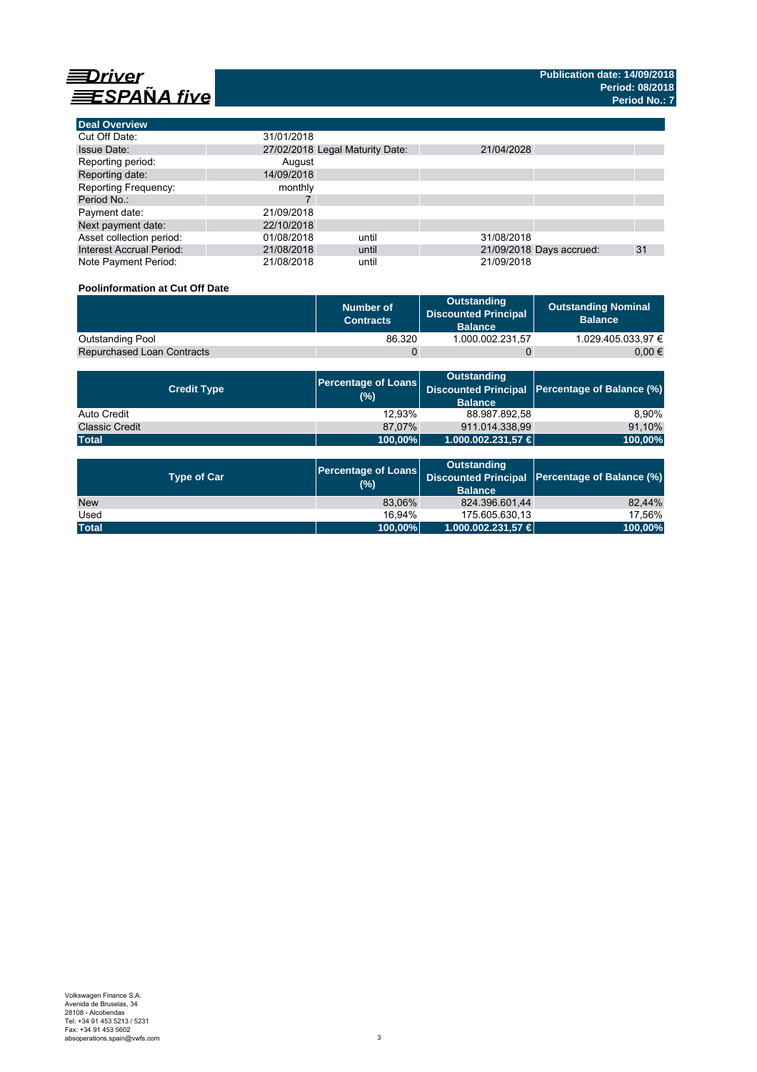# Driver ESPAÑA five

**Publication date: 14/09/2018**
**Period: 08/2018**
**Period No.: 7**

| Deal Overview | | | | | |
|---|---|---|---|---|---|
| Cut Off Date: | 31/01/2018 | | | | |
| Issue Date: | 27/02/2018 | Legal Maturity Date: | 21/04/2028 | | |
| Reporting period: | August | | | | |
| Reporting date: | 14/09/2018 | | | | |
| Reporting Frequency: | monthly | | | | |
| Period No.: | 7 | | | | |
| Payment date: | 21/09/2018 | | | | |
| Next payment date: | 22/10/2018 | | | | |
| Asset collection period: | 01/08/2018 | until | 31/08/2018 | | |
| Interest Accrual Period: | 21/08/2018 | until | 21/09/2018 | Days accrued: | 31 |
| Note Payment Period: | 21/08/2018 | until | 21/09/2018 | | |

**Poolinformation at Cut Off Date**

| | Number of Contracts | Outstanding Discounted Principal Balance | Outstanding Nominal Balance |
|---|---|---|---|
| Outstanding Pool | 86.320 | 1.000.002.231,57 | 1.029.405.033,97 € |
| Repurchased Loan Contracts | 0 | 0 | 0,00 € |

| Credit Type | Percentage of Loans (%) | Outstanding Discounted Principal Balance | Percentage of Balance (%) |
|---|---|---|---|
| Auto Credit | 12,93% | 88.987.892,58 | 8,90% |
| Classic Credit | 87,07% | 911.014.338,99 | 91,10% |
| **Total** | **100,00%** | **1.000.002.231,57 €** | **100,00%** |

| Type of Car | Percentage of Loans (%) | Outstanding Discounted Principal Balance | Percentage of Balance (%) |
|---|---|---|---|
| New | 83,06% | 824.396.601,44 | 82,44% |
| Used | 16,94% | 175.605.630,13 | 17,56% |
| **Total** | **100,00%** | **1.000.002.231,57 €** | **100,00%** |

Volkswagen Finance S.A.
Avenida de Bruselas, 34
28108 - Alcobendas
Tel: +34 91 453 5213 / 5231
Fax: +34 91 453 5602
absoperations.spain@vwfs.com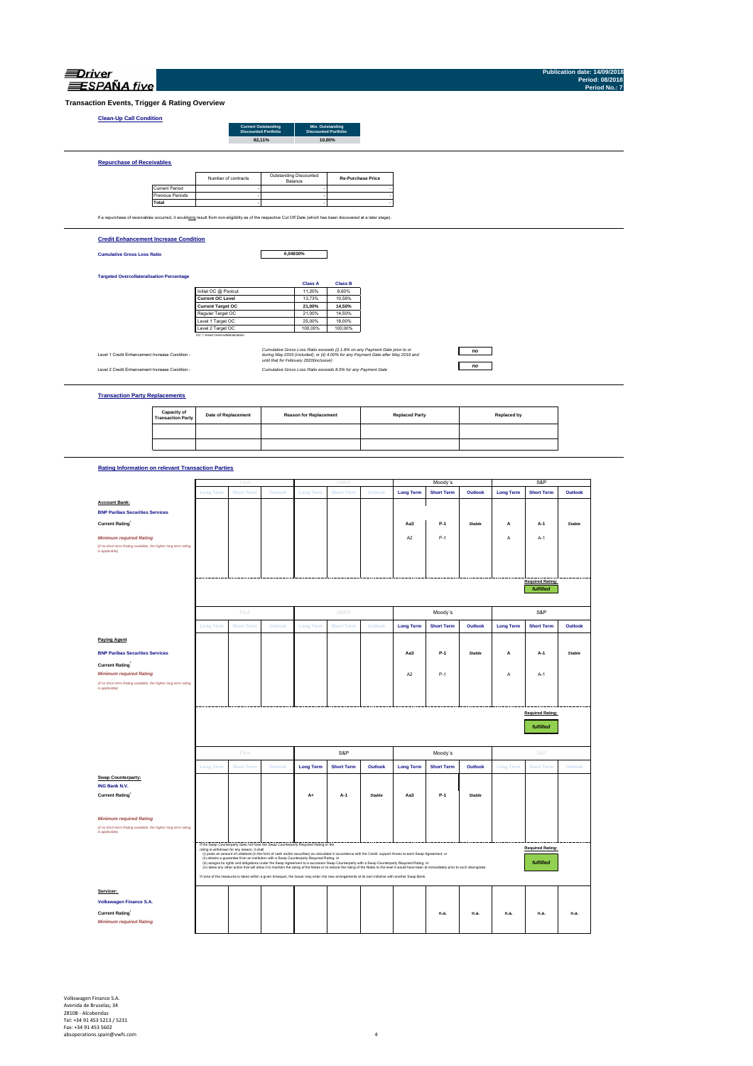# Driver ESPAÑA five

Publication date: 14/09/2018
Period: 08/2018
Period No.: 7

## Transaction Events, Trigger & Rating Overview

### Clean-Up Call Condition

| Current Outstanding Discounted Portfolio | Min. Outstanding Discounted Portfolio |
|---|---|
| 82,11% | 10,00% |

### Repurchase of Receivables

| | Number of contracts | Outstanding Discounted Balance | Re-Purchase Price |
|---|---|---|---|
| Current Period | - | - | - |
| Previous Periods | - | - | - |
| **Total** | - | - | - |

If a repurchase of receivables occurred, it would only result from non-eligibility as of the respective Cut Off Date (which has been discovered at a later stage).

### Credit Enhancement Increase Condition

**Cumulative Gross Loss Ratio** 0,04830%

**Targeted Overcollateralisation Percentage**

| | Class A | Class B |
|---|---|---|
| Initial OC @ Poolcut | 11,20% | 8,60% |
| **Current OC Level** | 13,73% | 10,56% |
| **Current Target OC** | 21,00% | 14,50% |
| Regular Target OC | 21,00% | 14,50% |
| Level 1 Target OC | 25,00% | 18,00% |
| Level 2 Target OC | 100,00% | 100,00% |

OC = Asset Overcollateralisation

| | | |
|---|---|---|
| Level 1 Credit Enhancement Increase Condition - | *Cumulative Gross Loss Ratio exceeds (i) 1.8% on any Payment Date prior to or during May 2019 (included); or (ii) 4.00% for any Payment Date after May 2019 and until that for February 2020(inclusive)* | no |
| Level 2 Credit Enhancement Increase Condition - | *Cumulative Gross Loss Ratio exceeds 8.0% for any Payment Date* | no |

### Transaction Party Replacements

| Capacity of Transaction Party | Date of Replacement | Reason for Replacement | Replaced Party | Replaced by |
|---|---|---|---|---|
| | | | | |
| | | | | |

### Rating Information on relevant Transaction Parties

| | Fitch | | | DBRS | | | Moody´s | | | S&P | | |
|---|---|---|---|---|---|---|---|---|---|---|---|---|
| | Long Term | Short Term | Outlook | Long Term | Short Term | Outlook | Long Term | Short Term | Outlook | Long Term | Short Term | Outlook |
| **Account Bank:** | | | | | | | | | | | | |
| **BNP Paribas Securities Services** | | | | | | | | | | | | |
| **Current Rating**[1] | | | | | | | Aa3 | P-1 | *Stable* | A | A-1 | *Stable* |
| *Minimum required Rating* (if no short term Rating available, the higher long term rating is applicable) | | | | | | | A2 | P-1 | | A | A-1 | |
| | | | | | | | | | | | Required Rating: *fulfilled* | |

| | Fitch | | | DBRS | | | Moody´s | | | S&P | | |
|---|---|---|---|---|---|---|---|---|---|---|---|---|
| | Long Term | Short Term | Outlook | Long Term | Short Term | Outlook | Long Term | Short Term | Outlook | Long Term | Short Term | Outlook |
| **Paying Agent** | | | | | | | | | | | | |
| **BNP Paribas Securities Services** | | | | | | | Aa3 | P-1 | *Stable* | A | A-1 | *Stable* |
| **Current Rating**[1] | | | | | | | | | | | | |
| *Minimum required Rating* (if no short term Rating available, the higher long term rating is applicable) | | | | | | | A2 | P-1 | | A | A-1 | |
| | | | | | | | | | | | Required Rating: *fulfilled* | |

| | Fitch | | | S&P | | | Moody´s | | | S&P | | |
|---|---|---|---|---|---|---|---|---|---|---|---|---|
| | Long Term | Short Term | Outlook | Long Term | Short Term | Outlook | Long Term | Short Term | Outlook | Long Term | Short Term | Outlook |
| **Swap Counterparty:** | | | | | | | | | | | | |
| **ING Bank N.V.** | | | | | | | | | | | | |
| **Current Rating**[1] | | | | A+ | A-1 | Stable | Aa3 | P-1 | *Stable* | | | |
| *Minimum required Rating* (if no short term Rating available, the higher long term rating is applicable) | | | | | | | | | | | | |
| | | | | | | | | | | | Required Rating: *fulfilled* | |

If the Swap Counterparty does not have the Swap Counterparty Required Rating or the rating is withdrawn for any reason, it shall
(i) posts an amount of collateral (in the form of cash and/or securities) as calculated in accordance with the Credit support Annex to each Swap Agreement; or
(ii) obtains a guarantee from an institution with a Swap Counterparty Required Rating; or
(iii) assigns its rights and obligations under the Swap Agreement to a successor Swap Counterparty with a Swap Counterparty Required Rating; or
(iv) takes any other action that will allow it to maintain the rating of the Notes or to restore the rating of the Notes to the level it would have been at immediately prior to such downgrade.
If none of the measures is taken within a given timespan, the Issuer may enter into new arrangements at its own initiative with another Swap Bank.

| | Fitch | | | DBRS | | | Moody´s | | | S&P | | |
|---|---|---|---|---|---|---|---|---|---|---|---|---|
| **Servicer:** | | | | | | | | | | | | |
| **Volkswagen Finance S.A.** | | | | | | | | | | | | |
| **Current Rating**[1] | | | | | | | | n.a. | n.a. | n.a. | n.a. | n.a. |
| *Minimum required Rating* | | | | | | | | | | | | |

Volkswagen Finance S.A.
Avenida de Bruselas, 34
28108 - Alcobendas
Tel: +34 91 453 5213 / 5231
Fax: +34 91 453 5602
absoperations.spain@vwfs.com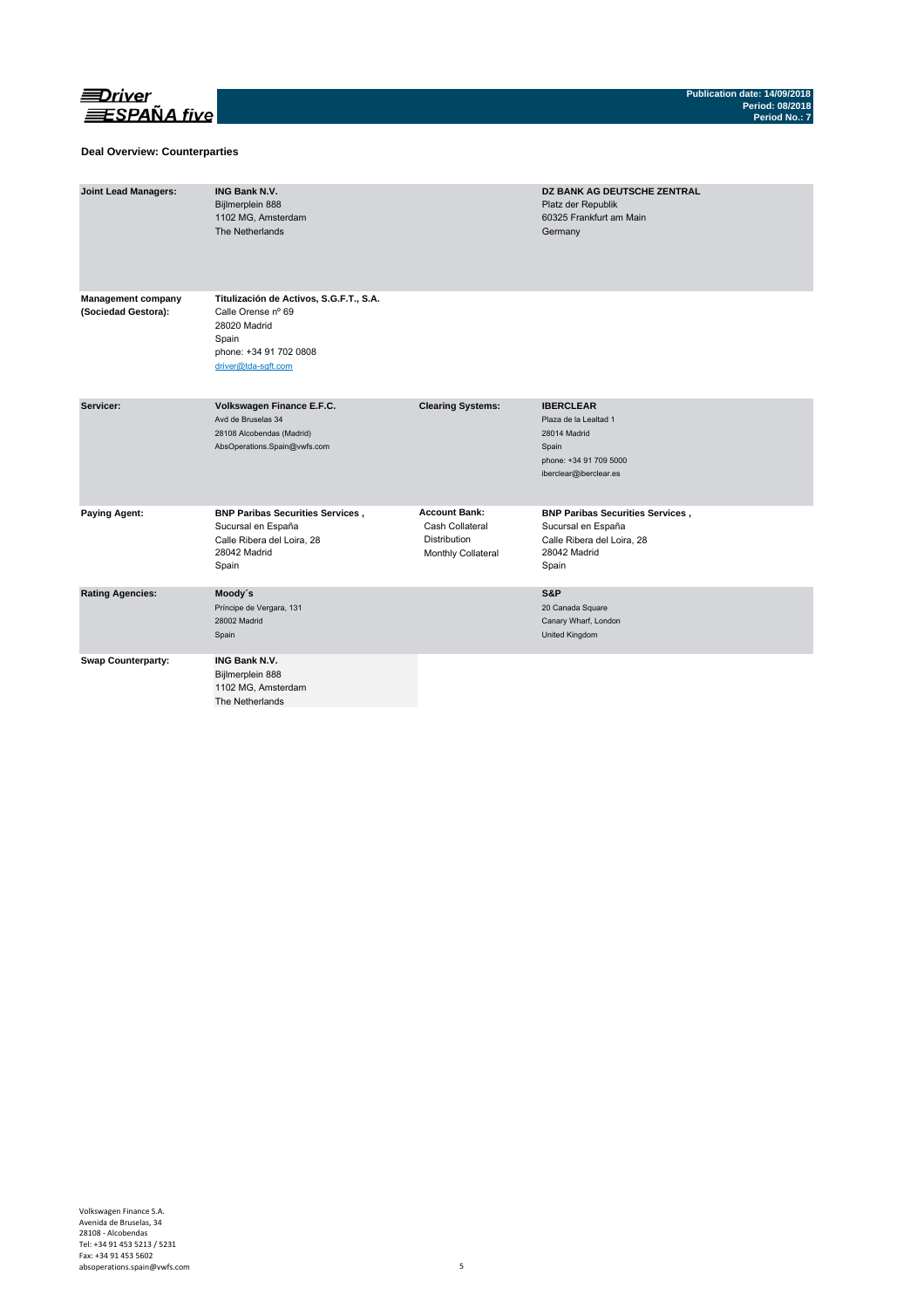## Deal Overview: Counterparties

| | | | |
|---|---|---|---|
| **Joint Lead Managers:** | **ING Bank N.V.**<br>Bijlmerplein 888<br>1102 MG, Amsterdam<br>The Netherlands | | **DZ BANK AG DEUTSCHE ZENTRAL**<br>Platz der Republik<br>60325 Frankfurt am Main<br>Germany |
| **Management company (Sociedad Gestora):** | **Titulización de Activos, S.G.F.T., S.A.**<br>Calle Orense nº 69<br>28020 Madrid<br>Spain<br>phone: +34 91 702 0808<br>driver@tda-sgft.com | | |
| **Servicer:** | **Volkswagen Finance E.F.C.**<br>Avd de Bruselas 34<br>28108 Alcobendas (Madrid)<br>AbsOperations.Spain@vwfs.com | **Clearing Systems:** | **IBERCLEAR**<br>Plaza de la Lealtad 1<br>28014 Madrid<br>Spain<br>phone: +34 91 709 5000<br>iberclear@iberclear.es |
| **Paying Agent:** | **BNP Paribas Securities Services ,**<br>Sucursal en España<br>Calle Ribera del Loira, 28<br>28042 Madrid<br>Spain | **Account Bank:**<br>Cash Collateral<br>Distribution<br>Monthly Collateral | **BNP Paribas Securities Services ,**<br>Sucursal en España<br>Calle Ribera del Loira, 28<br>28042 Madrid<br>Spain |
| **Rating Agencies:** | **Moody´s**<br>Príncipe de Vergara, 131<br>28002 Madrid<br>Spain | | **S&P**<br>20 Canada Square<br>Canary Wharf, London<br>United Kingdom |
| **Swap Counterparty:** | **ING Bank N.V.**<br>Bijlmerplein 888<br>1102 MG, Amsterdam<br>The Netherlands | | |

Volkswagen Finance S.A.
Avenida de Bruselas, 34
28108 - Alcobendas
Tel: +34 91 453 5213 / 5231
Fax: +34 91 453 5602
absoperations.spain@vwfs.com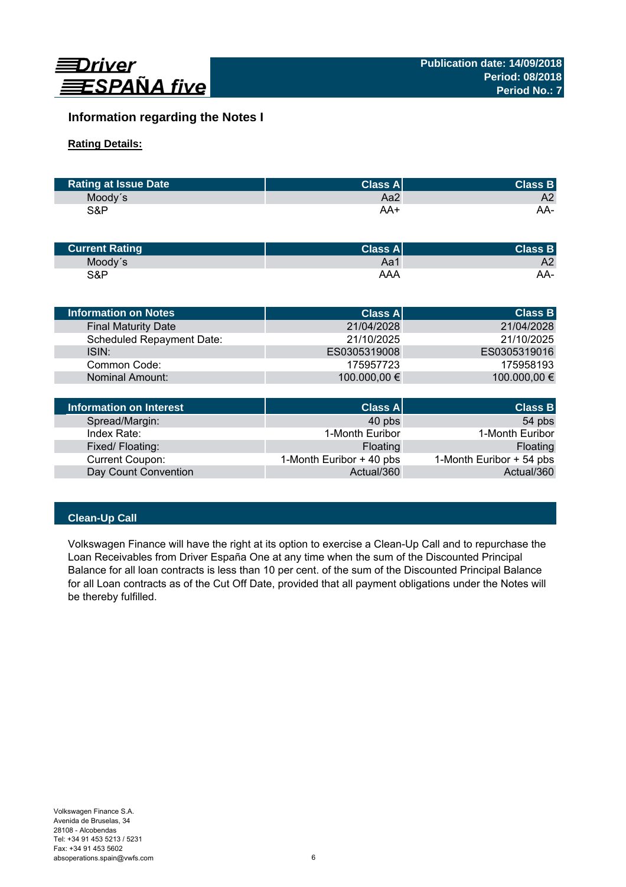## Information regarding the Notes I

**Rating Details:**

| Rating at Issue Date | Class A | Class B |
|---|---|---|
| Moody´s | Aa2 | A2 |
| S&P | AA+ | AA- |

| Current Rating | Class A | Class B |
|---|---|---|
| Moody´s | Aa1 | A2 |
| S&P | AAA | AA- |

| Information on Notes | Class A | Class B |
|---|---|---|
| Final Maturity Date | 21/04/2028 | 21/04/2028 |
| Scheduled Repayment Date: | 21/10/2025 | 21/10/2025 |
| ISIN: | ES0305319008 | ES0305319016 |
| Common Code: | 175957723 | 175958193 |
| Nominal Amount: | 100.000,00 € | 100.000,00 € |

| Information on Interest | Class A | Class B |
|---|---|---|
| Spread/Margin: | 40 pbs | 54 pbs |
| Index Rate: | 1-Month Euribor | 1-Month Euribor |
| Fixed/ Floating: | Floating | Floating |
| Current Coupon: | 1-Month Euribor + 40 pbs | 1-Month Euribor + 54 pbs |
| Day Count Convention | Actual/360 | Actual/360 |

### Clean-Up Call

Volkswagen Finance will have the right at its option to exercise a Clean-Up Call and to repurchase the Loan Receivables from Driver España One at any time when the sum of the Discounted Principal Balance for all loan contracts is less than 10 per cent. of the sum of the Discounted Principal Balance for all Loan contracts as of the Cut Off Date, provided that all payment obligations under the Notes will be thereby fulfilled.

Volkswagen Finance S.A.
Avenida de Bruselas, 34
28108 - Alcobendas
Tel: +34 91 453 5213 / 5231
Fax: +34 91 453 5602
absoperations.spain@vwfs.com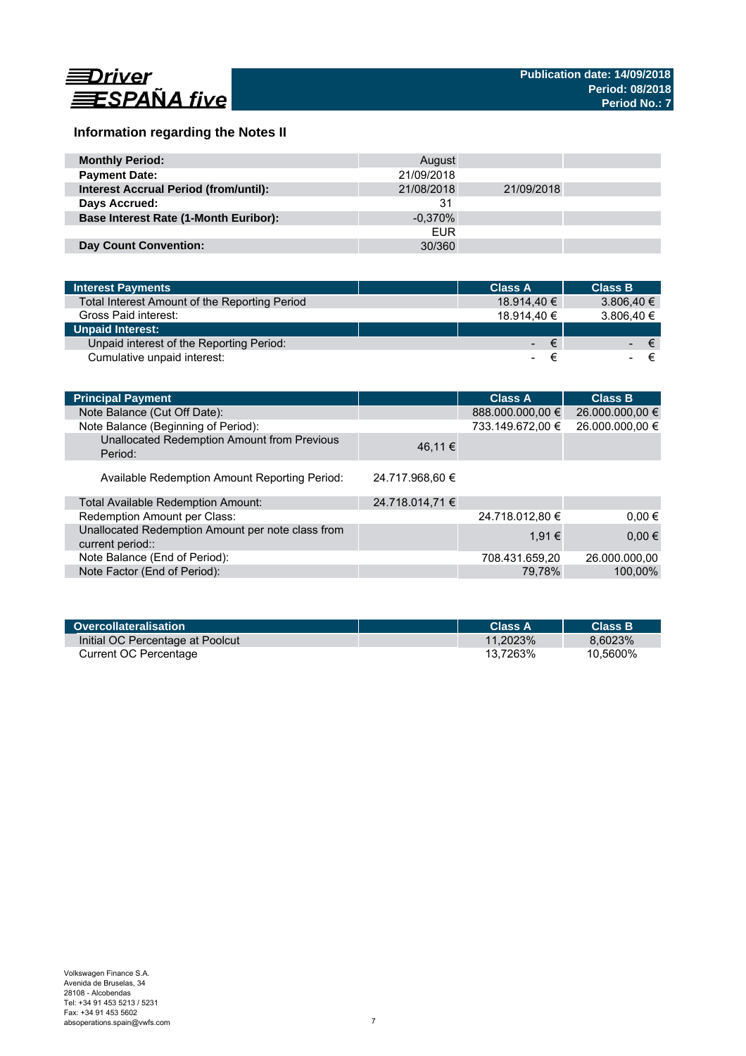Driver ESPAÑA five

**Publication date: 14/09/2018**
**Period: 08/2018**
**Period No.: 7**

## Information regarding the Notes II

| | | | |
|---|---|---|---|
| **Monthly Period:** | August | | |
| **Payment Date:** | 21/09/2018 | | |
| **Interest Accrual Period (from/until):** | 21/08/2018 | 21/09/2018 | |
| **Days Accrued:** | 31 | | |
| **Base Interest Rate (1-Month Euribor):** | -0,370% | | |
| | EUR | | |
| **Day Count Convention:** | 30/360 | | |

| **Interest Payments** | | **Class A** | **Class B** |
|---|---|---|---|
| Total Interest Amount of the Reporting Period | | 18.914,40 € | 3.806,40 € |
| Gross Paid interest: | | 18.914,40 € | 3.806,40 € |
| **Unpaid Interest:** | | | |
| Unpaid interest of the Reporting Period: | | - € | - € |
| Cumulative unpaid interest: | | - € | - € |

| **Principal Payment** | | **Class A** | **Class B** |
|---|---|---|---|
| Note Balance (Cut Off Date): | | 888.000.000,00 € | 26.000.000,00 € |
| Note Balance (Beginning of Period): | | 733.149.672,00 € | 26.000.000,00 € |
| Unallocated Redemption Amount from Previous Period: | 46,11 € | | |
| Available Redemption Amount Reporting Period: | 24.717.968,60 € | | |
| Total Available Redemption Amount: | 24.718.014,71 € | | |
| Redemption Amount per Class: | | 24.718.012,80 € | 0,00 € |
| Unallocated Redemption Amount per note class from current period:: | | 1,91 € | 0,00 € |
| Note Balance (End of Period): | | 708.431.659,20 | 26.000.000,00 |
| Note Factor (End of Period): | | 79,78% | 100,00% |

| **Overcollateralisation** | | **Class A** | **Class B** |
|---|---|---|---|
| Initial OC Percentage at Poolcut | | 11,2023% | 8,6023% |
| Current OC Percentage | | 13,7263% | 10,5600% |

Volkswagen Finance S.A.
Avenida de Bruselas, 34
28108 - Alcobendas
Tel: +34 91 453 5213 / 5231
Fax: +34 91 453 5602
absoperations.spain@vwfs.com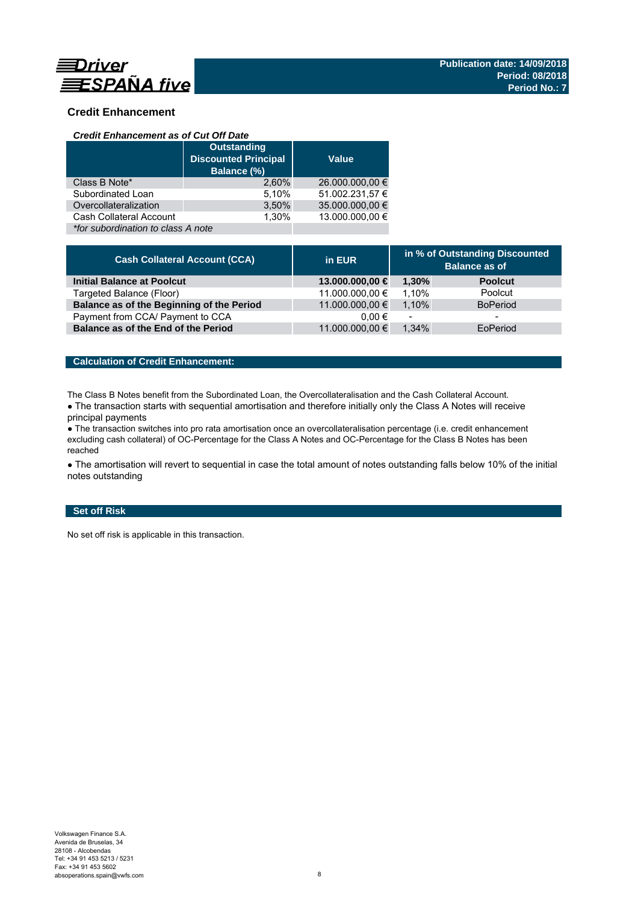## Credit Enhancement

### *Credit Enhancement as of Cut Off Date*

| | Outstanding Discounted Principal Balance (%) | Value |
|---|---|---|
| Class B Note* | 2,60% | 26.000.000,00 € |
| Subordinated Loan | 5,10% | 51.002.231,57 € |
| Overcollateralization | 3,50% | 35.000.000,00 € |
| Cash Collateral Account | 1,30% | 13.000.000,00 € |
| *\*for subordination to class A note* | | |

| Cash Collateral Account (CCA) | in EUR | in % of Outstanding Discounted Balance as of | |
|---|---|---|---|
| **Initial Balance at Poolcut** | **13.000.000,00 €** | **1,30%** | **Poolcut** |
| Targeted Balance (Floor) | 11.000.000,00 € | 1,10% | Poolcut |
| **Balance as of the Beginning of the Period** | 11.000.000,00 € | 1,10% | BoPeriod |
| Payment from CCA/ Payment to CCA | 0,00 € | - | - |
| **Balance as of the End of the Period** | 11.000.000,00 € | 1,34% | EoPeriod |

### Calculation of Credit Enhancement:

The Class B Notes benefit from the Subordinated Loan, the Overcollateralisation and the Cash Collateral Account.

- The transaction starts with sequential amortisation and therefore initially only the Class A Notes will receive principal payments
- The transaction switches into pro rata amortisation once an overcollateralisation percentage (i.e. credit enhancement excluding cash collateral) of OC-Percentage for the Class A Notes and OC-Percentage for the Class B Notes has been reached
- The amortisation will revert to sequential in case the total amount of notes outstanding falls below 10% of the initial notes outstanding

### Set off Risk

No set off risk is applicable in this transaction.

Volkswagen Finance S.A.
Avenida de Bruselas, 34
28108 - Alcobendas
Tel: +34 91 453 5213 / 5231
Fax: +34 91 453 5602
absoperations.spain@vwfs.com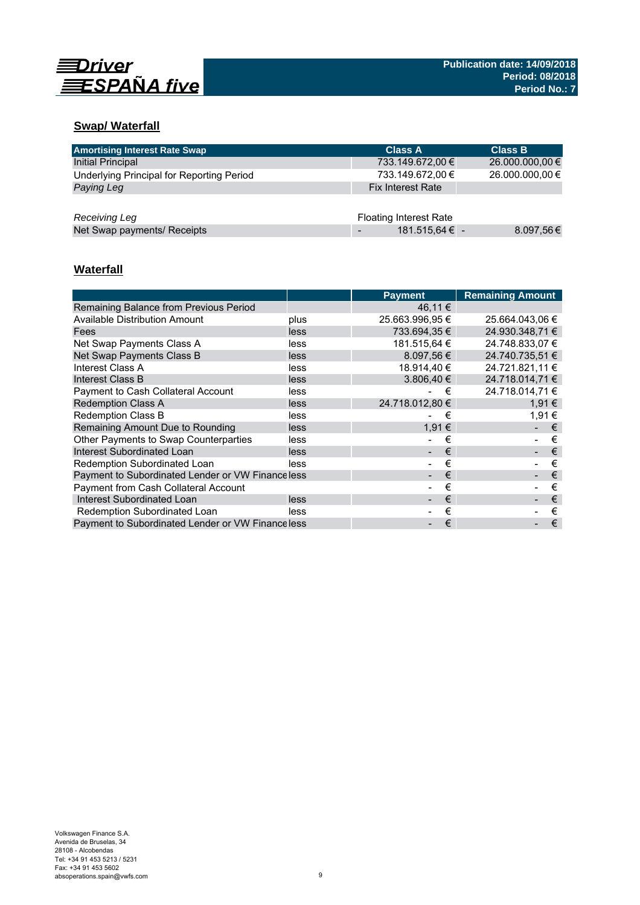## Swap/ Waterfall

| Amortising Interest Rate Swap | Class A | Class B |
|---|---|---|
| Initial Principal | 733.149.672,00 € | 26.000.000,00 € |
| Underlying Principal for Reporting Period | 733.149.672,00 € | 26.000.000,00 € |
| *Paying Leg* | Fix Interest Rate | |
| | | |
| *Receiving Leg* | Floating Interest Rate | |
| Net Swap payments/ Receipts | - 181.515,64 € | - 8.097,56 € |

## Waterfall

| | | Payment | Remaining Amount |
|---|---|---|---|
| Remaining Balance from Previous Period | | 46,11 € | |
| Available Distribution Amount | plus | 25.663.996,95 € | 25.664.043,06 € |
| Fees | less | 733.694,35 € | 24.930.348,71 € |
| Net Swap Payments Class A | less | 181.515,64 € | 24.748.833,07 € |
| Net Swap Payments Class B | less | 8.097,56 € | 24.740.735,51 € |
| Interest Class A | less | 18.914,40 € | 24.721.821,11 € |
| Interest Class B | less | 3.806,40 € | 24.718.014,71 € |
| Payment to Cash Collateral Account | less | - € | 24.718.014,71 € |
| Redemption Class A | less | 24.718.012,80 € | 1,91 € |
| Redemption Class B | less | - € | 1,91 € |
| Remaining Amount Due to Rounding | less | 1,91 € | - € |
| Other Payments to Swap Counterparties | less | - € | - € |
| Interest Subordinated Loan | less | - € | - € |
| Redemption Subordinated Loan | less | - € | - € |
| Payment to Subordinated Lender or VW Finance | less | - € | - € |
| Payment from Cash Collateral Account | | - € | - € |
| Interest Subordinated Loan | less | - € | - € |
| Redemption Subordinated Loan | less | - € | - € |
| Payment to Subordinated Lender or VW Finance | less | - € | - € |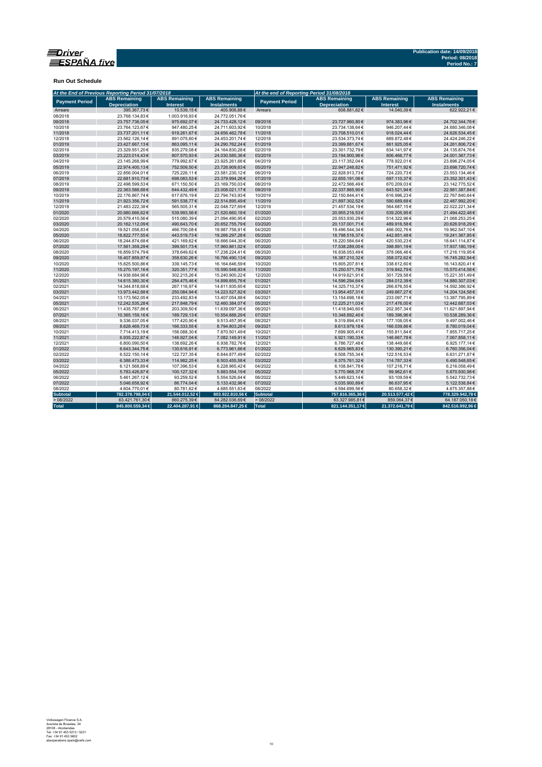Publication date: 14/09/2018
Period: 08/2018
Period No.: 7

**Run Out Schedule**

| *At the End of Previous Reporting Period 31/07/2018* | | | | *At the end of Reporting Period 31/08/2018* | | | |
|---|---|---|---|---|---|---|---|
| **Payment Period** | **ABS Remaining Depreciation** | **ABS Remaining Interest** | **ABS Remaining Instalments** | **Payment Period** | **ABS Remaining Depreciation** | **ABS Remaining Interest** | **ABS Remaining Instalments** |
| Arrears | 395.367,73 € | 10.539,15 € | 405.906,88 € | Arrears | 608.881,82 € | 14.040,39 € | 622.922,21 € |
| 08/2018 | 23.768.134,83 € | 1.003.916,93 € | 24.772.051,76 € | | | | |
| 09/2018 | 23.757.736,05 € | 975.692,07 € | 24.733.428,12 € | 09/2018 | 23.727.960,80 € | 974.383,96 € | 24.702.344,76 € |
| 10/2018 | 23.764.123,67 € | 947.480,25 € | 24.711.603,92 € | 10/2018 | 23.734.138,64 € | 946.207,44 € | 24.680.346,08 € |
| 11/2018 | 23.737.201,11 € | 919.261,67 € | 24.656.462,78 € | 11/2018 | 23.708.510,01 € | 918.024,44 € | 24.626.534,45 € |
| 12/2018 | 23.562.126,14 € | 891.075,60 € | 24.453.201,74 € | 12/2018 | 23.534.373,74 € | 889.872,48 € | 24.424.246,22 € |
| 01/2019 | 23.427.667,13 € | 863.095,11 € | 24.290.762,24 € | 01/2019 | 23.399.881,67 € | 861.925,05 € | 24.261.806,72 € |
| 02/2019 | 23.329.551,20 € | 835.279,08 € | 24.164.830,28 € | 02/2019 | 23.301.732,79 € | 834.141,97 € | 24.135.874,76 € |
| 03/2019 | 23.223.014,43 € | 807.570,93 € | 24.030.585,36 € | 03/2019 | 23.194.900,96 € | 806.466,77 € | 24.001.367,73 € |
| 04/2019 | 23.145.268,99 € | 779.992,67 € | 23.925.261,66 € | 04/2019 | 23.117.352,04 € | 778.922,01 € | 23.896.274,05 € |
| 05/2019 | 22.974.400,13 € | 752.509,50 € | 23.726.909,63 € | 05/2019 | 22.947.248,82 € | 751.471,92 € | 23.698.720,74 € |
| 06/2019 | 22.856.004,01 € | 725.226,11 € | 23.581.230,12 € | 06/2019 | 22.828.913,73 € | 724.220,73 € | 23.553.134,46 € |
| 07/2019 | 22.681.910,73 € | 698.083,53 € | 23.379.994,26 € | 07/2019 | 22.655.191,06 € | 697.110,37 € | 23.352.301,43 € |
| 08/2019 | 22.498.599,53 € | 671.150,50 € | 23.169.750,03 € | 08/2019 | 22.472.566,49 € | 670.209,03 € | 23.142.775,52 € |
| 09/2019 | 22.363.588,68 € | 644.432,49 € | 23.008.021,17 € | 09/2019 | 22.337.865,90 € | 643.521,94 € | 22.981.387,84 € |
| 10/2019 | 22.176.867,74 € | 617.876,19 € | 22.794.743,93 € | 10/2019 | 22.150.844,41 € | 616.996,23 € | 22.767.840,64 € |
| 11/2019 | 21.923.356,72 € | 591.538,77 € | 22.514.895,49 € | 11/2019 | 21.897.302,52 € | 590.689,68 € | 22.487.992,20 € |
| 12/2019 | 21.483.222,38 € | 565.505,31 € | 22.048.727,69 € | 12/2019 | 21.457.534,19 € | 564.687,15 € | 22.022.221,34 € |
| 01/2020 | 20.980.666,62 € | 539.993,56 € | 21.520.660,18 € | 01/2020 | 20.955.216,53 € | 539.205,95 € | 21.494.422,48 € |
| 02/2020 | 20.579.410,56 € | 515.080,39 € | 21.094.490,95 € | 02/2020 | 20.553.930,29 € | 514.322,96 € | 21.068.253,25 € |
| 03/2020 | 20.162.112,09 € | 490.643,70 € | 20.652.755,79 € | 03/2020 | 20.137.001,71 € | 489.916,58 € | 20.626.918,29 € |
| 04/2020 | 19.521.058,83 € | 466.700,08 € | 19.987.758,91 € | 04/2020 | 19.496.544,34 € | 466.002,76 € | 19.962.547,10 € |
| 05/2020 | 18.822.777,55 € | 443.519,73 € | 19.266.297,28 € | 05/2020 | 18.798.516,37 € | 442.851,48 € | 19.241.367,85 € |
| 06/2020 | 18.244.874,68 € | 421.169,62 € | 18.666.044,30 € | 06/2020 | 18.220.584,64 € | 420.530,23 € | 18.641.114,87 € |
| 07/2020 | 17.561.359,29 € | 399.501,73 € | 17.960.861,02 € | 07/2020 | 17.538.289,00 € | 398.891,19 € | 17.937.180,19 € |
| 08/2020 | 16.859.574,79 € | 378.649,62 € | 17.238.224,41 € | 08/2020 | 16.838.053,49 € | 378.066,46 € | 17.216.119,95 € |
| 09/2020 | 16.407.859,87 € | 358.630,26 € | 16.766.490,13 € | 09/2020 | 16.387.210,32 € | 358.072,62 € | 16.745.282,94 € |
| 10/2020 | 15.825.500,86 € | 339.145,73 € | 16.164.646,59 € | 10/2020 | 15.805.207,81 € | 338.612,60 € | 16.143.820,41 € |
| 11/2020 | 15.270.197,16 € | 320.351,77 € | 15.590.548,93 € | 11/2020 | 15.250.571,79 € | 319.842,79 € | 15.570.414,58 € |
| 12/2020 | 14.938.684,96 € | 302.215,26 € | 15.240.900,22 € | 12/2020 | 14.919.621,91 € | 301.729,58 € | 15.221.351,49 € |
| 01/2021 | 14.615.380,30 € | 284.475,46 € | 14.899.855,76 € | 01/2021 | 14.596.294,64 € | 284.012,39 € | 14.880.307,03 € |
| 02/2021 | 14.344.818,68 € | 267.116,97 € | 14.611.935,65 € | 02/2021 | 14.325.710,37 € | 266.676,55 € | 14.592.386,92 € |
| 03/2021 | 13.973.442,88 € | 250.084,94 € | 14.223.527,82 € | 03/2021 | 13.954.457,31 € | 249.667,27 € | 14.204.124,58 € |
| 04/2021 | 13.173.562,05 € | 233.492,83 € | 13.407.054,88 € | 04/2021 | 13.154.698,18 € | 233.097,71 € | 13.387.795,89 € |
| 05/2021 | 12.242.535,28 € | 217.848,79 € | 12.460.384,07 € | 05/2021 | 12.225.211,03 € | 217.476,00 € | 12.442.687,03 € |
| 06/2021 | 11.435.787,86 € | 203.309,50 € | 11.639.097,36 € | 06/2021 | 11.418.940,60 € | 202.957,34 € | 11.621.897,94 € |
| 07/2021 | 10.365.159,16 € | 189.729,13 € | 10.554.888,29 € | 07/2021 | 10.348.892,40 € | 189.396,96 € | 10.538.289,36 € |
| 08/2021 | 9.336.037,05 € | 177.420,90 € | 9.513.457,95 € | 08/2021 | 9.319.894,41 € | 177.108,05 € | 9.497.002,46 € |
| 09/2021 | 8.628.469,73 € | 166.333,55 € | 8.794.803,28 € | 09/2021 | 8.613.979,18 € | 166.039,86 € | 8.780.019,04 € |
| 10/2021 | 7.714.413,19 € | 156.088,30 € | 7.870.501,49 € | 10/2021 | 7.699.905,41 € | 155.811,84 € | 7.855.717,25 € |
| 11/2021 | 6.935.222,87 € | 146.927,04 € | 7.082.149,91 € | 11/2021 | 6.921.190,33 € | 146.667,78 € | 7.067.858,11 € |
| 12/2021 | 6.800.090,50 € | 138.692,26 € | 6.938.782,76 € | 12/2021 | 6.786.727,48 € | 138.449,66 € | 6.925.177,14 € |
| 01/2022 | 6.643.344,75 € | 130.616,91 € | 6.773.961,66 € | 01/2022 | 6.629.965,83 € | 130.390,21 € | 6.760.356,04 € |
| 02/2022 | 6.522.150,14 € | 122.727,35 € | 6.644.877,49 € | 02/2022 | 6.508.755,34 € | 122.516,53 € | 6.631.271,87 € |
| 03/2022 | 6.388.473,33 € | 114.982,25 € | 6.503.455,58 € | 03/2022 | 6.375.761,32 € | 114.787,33 € | 6.490.548,65 € |
| 04/2022 | 6.121.568,89 € | 107.396,53 € | 6.228.965,42 € | 04/2022 | 6.108.841,78 € | 107.216,71 € | 6.216.058,49 € |
| 05/2022 | 5.783.426,87 € | 100.127,32 € | 5.883.554,19 € | 05/2022 | 5.770.968,37 € | 99.962,61 € | 5.870.930,98 € |
| 06/2022 | 5.461.267,12 € | 93.259,52 € | 5.554.526,64 € | 06/2022 | 5.449.623,14 € | 93.109,59 € | 5.542.732,73 € |
| 07/2022 | 5.046.658,92 € | 86.774,04 € | 5.133.432,96 € | 07/2022 | 5.035.900,89 € | 86.637,95 € | 5.122.538,84 € |
| 08/2022 | 4.604.770,01 € | 80.781,62 € | 4.685.551,63 € | 08/2022 | 4.594.699,56 € | 80.658,32 € | 4.675.357,88 € |
| **Subtotal** | **782.378.798,04 €** | **21.544.012,52 €** | **803.922.810,56 €** | **Subtotal** | **757.816.365,36 €** | **20.513.577,42 €** | **778.329.942,78 €** |
| > 08/2022 | 63.421.761,30 € | 860.275,39 € | 64.282.036,69 € | > 08/2022 | 63.327.985,81 € | 859.064,37 € | 64.187.050,18 € |
| **Total** | **845.800.559,34 €** | **22.404.287,91 €** | **868.204.847,25 €** | **Total** | **821.144.351,17 €** | **21.372.641,79 €** | **842.516.992,96 €** |

Volkswagen Finance S.A.
Avenida de Bruselas, 34
28108 - Alcobendas
Tel: +34 91 453 5213 / 5231
Fax: +34 91 453 5802
absoperations.spain@vwfs.com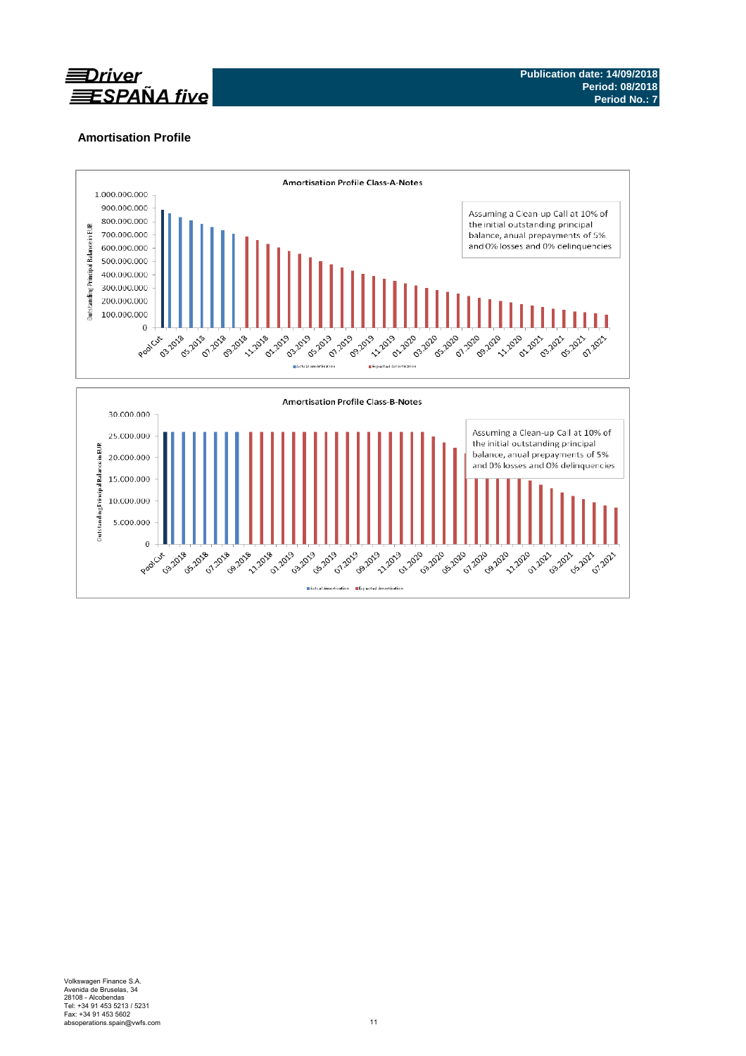## Amortisation Profile

**Amortisation Profile Class-A-Notes**

Assuming a Clean-up Call at 10% of the initial outstanding principal balance, anual prepayments of 5% and 0% losses and 0% delinquencies

**Amortisation Profile Class-B-Notes**

Assuming a Clean-up Call at 10% of the initial outstanding principal balance, anual prepayments of 5% and 0% losses and 0% delinquencies

Volkswagen Finance S.A.
Avenida de Bruselas, 34
28108 - Alcobendas
Tel: +34 91 453 5213 / 5231
Fax: +34 91 453 5602
absoperations.spain@vwfs.com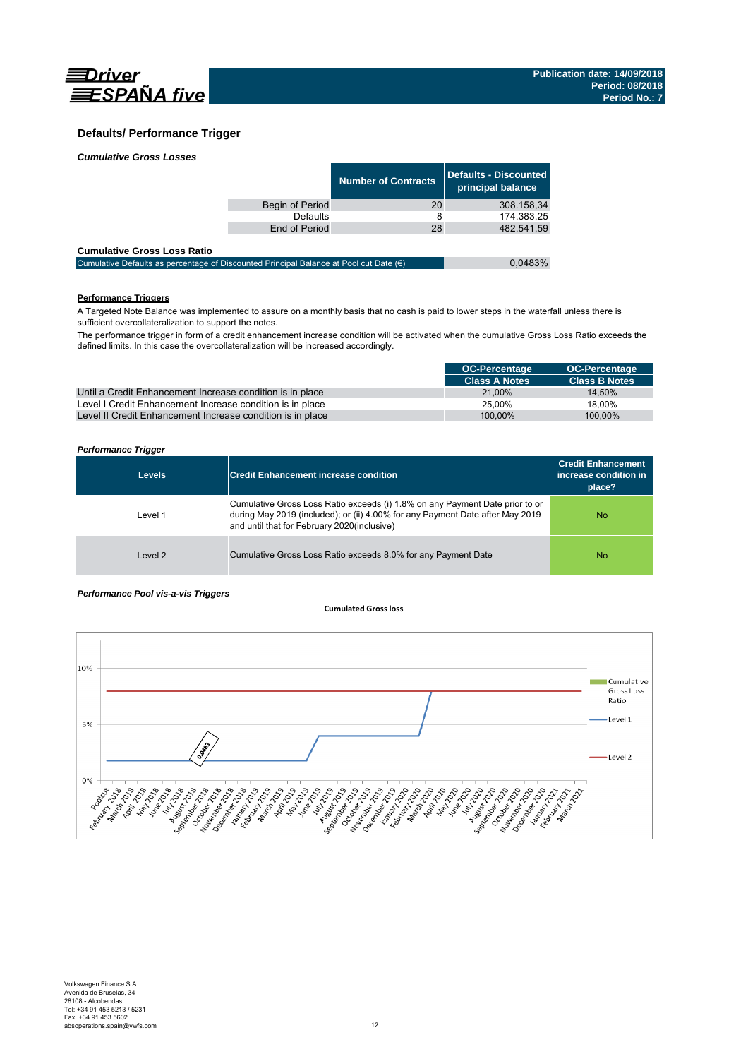## Defaults/ Performance Trigger

*Cumulative Gross Losses*

| | Number of Contracts | Defaults - Discounted principal balance |
|---|---|---|
| Begin of Period | 20 | 308.158,34 |
| Defaults | 8 | 174.383,25 |
| End of Period | 28 | 482.541,59 |

**Cumulative Gross Loss Ratio**

| | |
|---|---|
| Cumulative Defaults as percentage of Discounted Principal Balance at Pool cut Date (€) | 0,0483% |

**Performance Triggers**

A Targeted Note Balance was implemented to assure on a monthly basis that no cash is paid to lower steps in the waterfall unless there is sufficient overcollateralization to support the notes.

The performance trigger in form of a credit enhancement increase condition will be activated when the cumulative Gross Loss Ratio exceeds the defined limits. In this case the overcollateralization will be increased accordingly.

| | OC-Percentage Class A Notes | OC-Percentage Class B Notes |
|---|---|---|
| Until a Credit Enhancement Increase condition is in place | 21,00% | 14,50% |
| Level I Credit Enhancement Increase condition is in place | 25,00% | 18,00% |
| Level II Credit Enhancement Increase condition is in place | 100,00% | 100,00% |

*Performance Trigger*

| Levels | Credit Enhancement increase condition | Credit Enhancement increase condition in place? |
|---|---|---|
| Level 1 | Cumulative Gross Loss Ratio exceeds (i) 1.8% on any Payment Date prior to or during May 2019 (included); or (ii) 4.00% for any Payment Date after May 2019 and until that for February 2020(inclusive) | No |
| Level 2 | Cumulative Gross Loss Ratio exceeds 8.0% for any Payment Date | No |

*Performance Pool vis-a-vis Triggers*

**Cumulated Gross loss**

Legend: Cumulative Gross Loss Ratio; Level 1; Level 2

Y-axis: 0%, 5%, 10%

Data label: 0,0483

X-axis: Poolcut, February 2018, March 2018, April 2018, May 2018, June 2018, July 2018, August 2018, September 2018, October 2018, November 2018, December 2018, January 2019, February 2019, March 2019, April 2019, May 2019, June 2019, July 2019, August 2019, September 2019, October 2019, November 2019, December 2019, January 2020, February 2020, March 2020, April 2020, May 2020, June 2020, July 2020, August 2020, September 2020, October 2020, November 2020, December 2020, January 2021, February 2021, March 2021

Volkswagen Finance S.A.
Avenida de Bruselas, 34
28108 - Alcobendas
Tel: +34 91 453 5213 / 5231
Fax: +34 91 453 5602
absoperations.spain@vwfs.com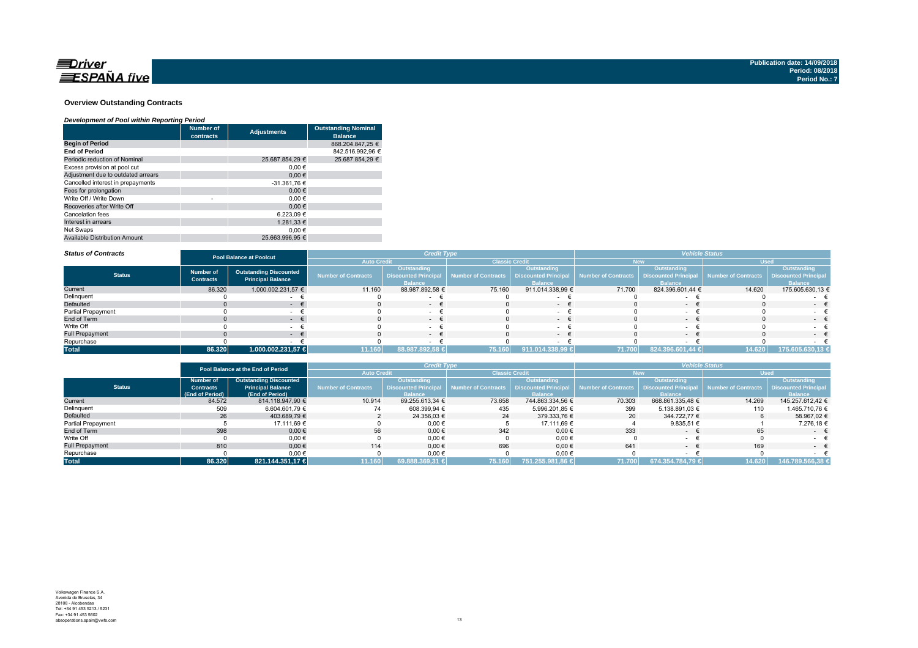# Overview Outstanding Contracts

*Development of Pool within Reporting Period*

| | Number of contracts | Adjustments | Outstanding Nominal Balance |
|---|---|---|---|
| **Begin of Period** | | | 868.204.847,25 € |
| **End of Period** | | | 842.516.992,96 € |
| Periodic reduction of Nominal | | 25.687.854,29 € | 25.687.854,29 € |
| Excess provision at pool cut | | 0,00 € | |
| Adjustment due to outdated arrears | | 0,00 € | |
| Cancelled interest in prepayments | | -31.361,76 € | |
| Fees for prolongation | | 0,00 € | |
| Write Off / Write Down | - | 0,00 € | |
| Recoveries after Write Off | | 0,00 € | |
| Cancelation fees | | 6.223,09 € | |
| Interest in arrears | | 1.281,33 € | |
| Net Swaps | | 0,00 € | |
| Available Distribution Amount | | 25.663.996,95 € | |

*Status of Contracts*

| | Pool Balance at Poolcut | | Credit Type | | | | Vehicle Status | | | |
|---|---|---|---|---|---|---|---|---|---|---|
| | | | Auto Credit | | Classic Credit | | New | | Used | |
| **Status** | Number of Contracts | Outstanding Discounted Principal Balance | Number of Contracts | Outstanding Discounted Principal Balance | Number of Contracts | Outstanding Discounted Principal Balance | Number of Contracts | Outstanding Discounted Principal Balance | Number of Contracts | Outstanding Discounted Principal Balance |
| Current | 86.320 | 1.000.002.231,57 € | 11.160 | 88.987.892,58 € | 75.160 | 911.014.338,99 € | 71.700 | 824.396.601,44 € | 14.620 | 175.605.630,13 € |
| Delinquent | 0 | - € | 0 | - € | 0 | - € | 0 | - € | 0 | - € |
| Defaulted | 0 | - € | 0 | - € | 0 | - € | 0 | - € | 0 | - € |
| Partial Prepayment | 0 | - € | 0 | - € | 0 | - € | 0 | - € | 0 | - € |
| End of Term | 0 | - € | 0 | - € | 0 | - € | 0 | - € | 0 | - € |
| Write Off | 0 | - € | 0 | - € | 0 | - € | 0 | - € | 0 | - € |
| Full Prepayment | 0 | - € | 0 | - € | 0 | - € | 0 | - € | 0 | - € |
| Repurchase | 0 | - € | 0 | - € | 0 | - € | 0 | - € | 0 | - € |
| **Total** | **86.320** | **1.000.002.231,57 €** | **11.160** | **88.987.892,58 €** | **75.160** | **911.014.338,99 €** | **71.700** | **824.396.601,44 €** | **14.620** | **175.605.630,13 €** |

| | Pool Balance at the End of Period | | Credit Type | | | | Vehicle Status | | | |
|---|---|---|---|---|---|---|---|---|---|---|
| | | | Auto Credit | | Classic Credit | | New | | Used | |
| **Status** | Number of Contracts (End of Period) | Outstanding Discounted Principal Balance (End of Period) | Number of Contracts | Outstanding Discounted Principal Balance | Number of Contracts | Outstanding Discounted Principal Balance | Number of Contracts | Outstanding Discounted Principal Balance | Number of Contracts | Outstanding Discounted Principal Balance |
| Current | 84.572 | 814.118.947,90 € | 10.914 | 69.255.613,34 € | 73.658 | 744.863.334,56 € | 70.303 | 668.861.335,48 € | 14.269 | 145.257.612,42 € |
| Delinquent | 509 | 6.604.601,79 € | 74 | 608.399,94 € | 435 | 5.996.201,85 € | 399 | 5.138.891,03 € | 110 | 1.465.710,76 € |
| Defaulted | 26 | 403.689,79 € | 2 | 24.356,03 € | 24 | 379.333,76 € | 20 | 344.722,77 € | 6 | 58.967,02 € |
| Partial Prepayment | 5 | 17.111,69 € | 0 | 0,00 € | 5 | 17.111,69 € | 4 | 9.835,51 € | 1 | 7.276,18 € |
| End of Term | 398 | 0,00 € | 56 | 0,00 € | 342 | 0,00 € | 333 | - € | 65 | - € |
| Write Off | 0 | 0,00 € | 0 | 0,00 € | 0 | 0,00 € | 0 | - € | 0 | - € |
| Full Prepayment | 810 | 0,00 € | 114 | 0,00 € | 696 | 0,00 € | 641 | - € | 169 | - € |
| Repurchase | 0 | 0,00 € | 0 | 0,00 € | 0 | 0,00 € | 0 | - € | 0 | - € |
| **Total** | **86.320** | **821.144.351,17 €** | **11.160** | **69.888.369,31 €** | **75.160** | **751.255.981,86 €** | **71.700** | **674.354.784,79 €** | **14.620** | **146.789.566,38 €** |

Volkswagen Finance S.A.
Avenida de Bruselas, 34
28108 - Alcobendas
Tel: +34 91 453 5213 / 5231
Fax: +34 91 453 5602
absoperations.spain@vwfs.com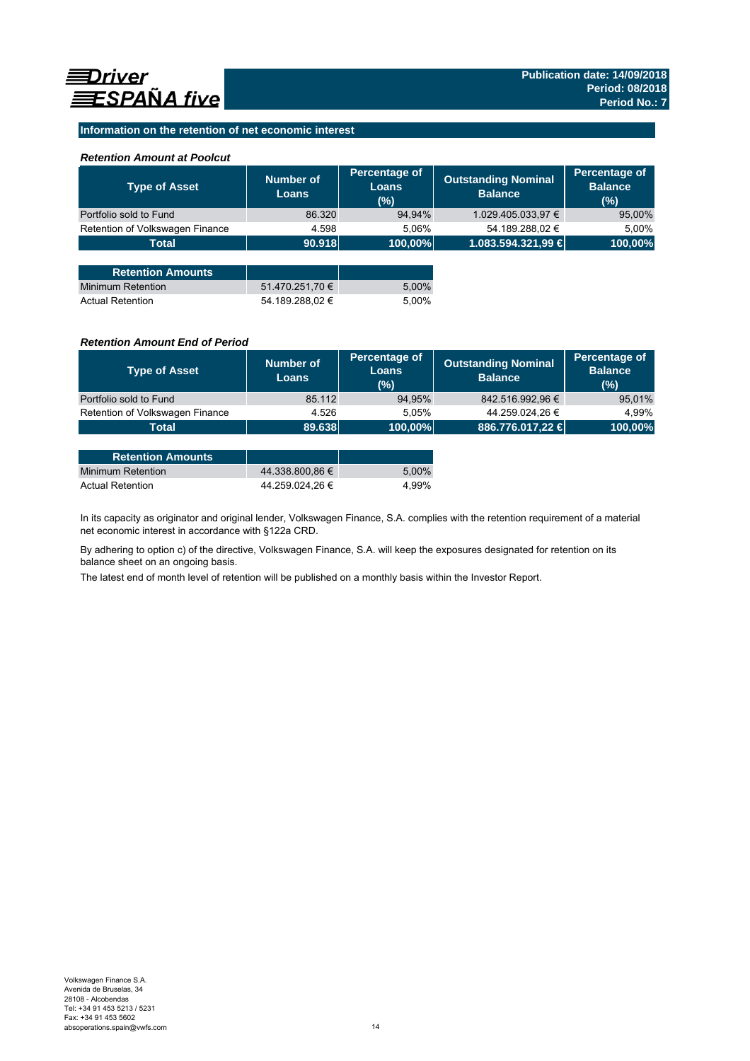Publication date: 14/09/2018
Period: 08/2018
Period No.: 7

## Information on the retention of net economic interest

### *Retention Amount at Poolcut*

| Type of Asset | Number of Loans | Percentage of Loans (%) | Outstanding Nominal Balance | Percentage of Balance (%) |
|---|---|---|---|---|
| Portfolio sold to Fund | 86.320 | 94,94% | 1.029.405.033,97 € | 95,00% |
| Retention of Volkswagen Finance | 4.598 | 5,06% | 54.189.288,02 € | 5,00% |
| **Total** | **90.918** | **100,00%** | **1.083.594.321,99 €** | **100,00%** |

| Retention Amounts | | |
|---|---|---|
| Minimum Retention | 51.470.251,70 € | 5,00% |
| Actual Retention | 54.189.288,02 € | 5,00% |

### *Retention Amount End of Period*

| Type of Asset | Number of Loans | Percentage of Loans (%) | Outstanding Nominal Balance | Percentage of Balance (%) |
|---|---|---|---|---|
| Portfolio sold to Fund | 85.112 | 94,95% | 842.516.992,96 € | 95,01% |
| Retention of Volkswagen Finance | 4.526 | 5,05% | 44.259.024,26 € | 4,99% |
| **Total** | **89.638** | **100,00%** | **886.776.017,22 €** | **100,00%** |

| Retention Amounts | | |
|---|---|---|
| Minimum Retention | 44.338.800,86 € | 5,00% |
| Actual Retention | 44.259.024,26 € | 4,99% |

In its capacity as originator and original lender, Volkswagen Finance, S.A. complies with the retention requirement of a material net economic interest in accordance with §122a CRD.

By adhering to option c) of the directive, Volkswagen Finance, S.A. will keep the exposures designated for retention on its balance sheet on an ongoing basis.

The latest end of month level of retention will be published on a monthly basis within the Investor Report.

Volkswagen Finance S.A.
Avenida de Bruselas, 34
28108 - Alcobendas
Tel: +34 91 453 5213 / 5231
Fax: +34 91 453 5602
absoperations.spain@vwfs.com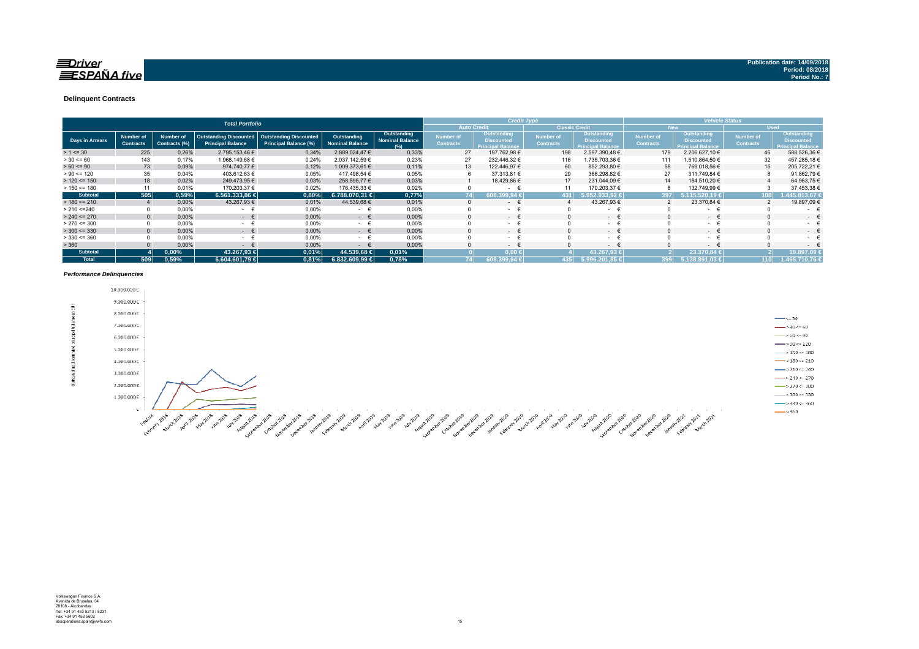**Driver ESPAÑA five**

Publication date: 14/09/2018
Period: 08/2018
Period No.: 7

### Delinquent Contracts

| Total Portfolio | | | | | | | Credit Type | | | | Vehicle Status | | | |
|---|---|---|---|---|---|---|---|---|---|---|---|---|---|---|
| | | | | | | | Auto Credit | | Classic Credit | | New | | Used | |
| Days in Arrears | Number of Contracts | Number of Contracts (%) | Outstanding Discounted Principal Balance | Outstanding Discounted Principal Balance (%) | Outstanding Nominal Balance | Outstanding Nominal Balance (%) | Number of Contracts | Outstanding Discounted Principal Balance | Number of Contracts | Outstanding Discounted Principal Balance | Number of Contracts | Outstanding Discounted Principal Balance | Number of Contracts | Outstanding Discounted Principal Balance |
| > 1 <= 30 | 225 | 0,26% | 2.795.153,46 € | 0,34% | 2.889.024,47 € | 0,33% | 27 | 197.762,98 € | 198 | 2.597.390,48 € | 179 | 2.206.627,10 € | 46 | 588.526,36 € |
| > 30 <= 60 | 143 | 0,17% | 1.968.149,68 € | 0,24% | 2.037.142,59 € | 0,23% | 27 | 232.446,32 € | 116 | 1.735.703,36 € | 111 | 1.510.864,50 € | 32 | 457.285,18 € |
| > 60 <= 90 | 73 | 0,09% | 974.740,77 € | 0,12% | 1.009.373,61 € | 0,11% | 13 | 122.446,97 € | 60 | 852.293,80 € | 58 | 769.018,56 € | 15 | 205.722,21 € |
| > 90 <= 120 | 35 | 0,04% | 403.612,63 € | 0,05% | 417.498,54 € | 0,05% | 6 | 37.313,81 € | 29 | 366.298,82 € | 27 | 311.749,84 € | 8 | 91.862,79 € |
| > 120 <= 150 | 18 | 0,02% | 249.473,95 € | 0,03% | 258.595,77 € | 0,03% | 1 | 18.429,86 € | 17 | 231.044,09 € | 14 | 184.510,20 € | 4 | 64.963,75 € |
| > 150 <= 180 | 11 | 0,01% | 170.203,37 € | 0,02% | 176.435,33 € | 0,02% | 0 | - € | 11 | 170.203,37 € | 8 | 132.749,99 € | 3 | 37.453,38 € |
| **Subtotal** | **505** | **0,59%** | **6.561.333,86 €** | **0,80%** | **6.788.070,31 €** | **0,77%** | **74** | **608.399,94 €** | **431** | **5.952.933,92 €** | **397** | **5.115.520,19 €** | **108** | **1.445.813,67 €** |
| > 180 <= 210 | 4 | 0,00% | 43.267,93 € | 0,01% | 44.539,68 € | 0,01% | 0 | - € | 4 | 43.267,93 € | 2 | 23.370,84 € | 2 | 19.897,09 € |
| > 210 <=240 | 0 | 0,00% | - € | 0,00% | - € | 0,00% | 0 | - € | 0 | - € | 0 | - € | 0 | - € |
| > 240 <= 270 | 0 | 0,00% | - € | 0,00% | - € | 0,00% | 0 | - € | 0 | - € | 0 | - € | 0 | - € |
| > 270 <= 300 | 0 | 0,00% | - € | 0,00% | - € | 0,00% | 0 | - € | 0 | - € | 0 | - € | 0 | - € |
| > 300 <= 330 | 0 | 0,00% | - € | 0,00% | - € | 0,00% | 0 | - € | 0 | - € | 0 | - € | 0 | - € |
| > 330 <= 360 | 0 | 0,00% | - € | 0,00% | - € | 0,00% | 0 | - € | 0 | - € | 0 | - € | 0 | - € |
| > 360 | 0 | 0,00% | - € | 0,00% | - € | 0,00% | 0 | - € | 0 | - € | 0 | - € | 0 | - € |
| **Subtotal** | **4** | **0,00%** | **43.267,93 €** | **0,01%** | **44.539,68 €** | **0,01%** | **0** | **0,00 €** | **4** | **43.267,93 €** | **2** | **23.370,84 €** | **2** | **19.897,09 €** |
| **Total** | **509** | **0,59%** | **6.604.601,79 €** | **0,81%** | **6.832.609,99 €** | **0,78%** | **74** | **608.399,94 €** | **435** | **5.996.201,85 €** | **399** | **5.138.891,03 €** | **110** | **1.465.710,76 €** |

#### *Performance Delinquencies*

Volkswagen Finance S.A.
Avenida de Bruselas, 34
28108 - Alcobendas
Tel: +34 91 453 5213 / 5231
Fax: +34 91 453 5602
absoperations.spain@vwfs.com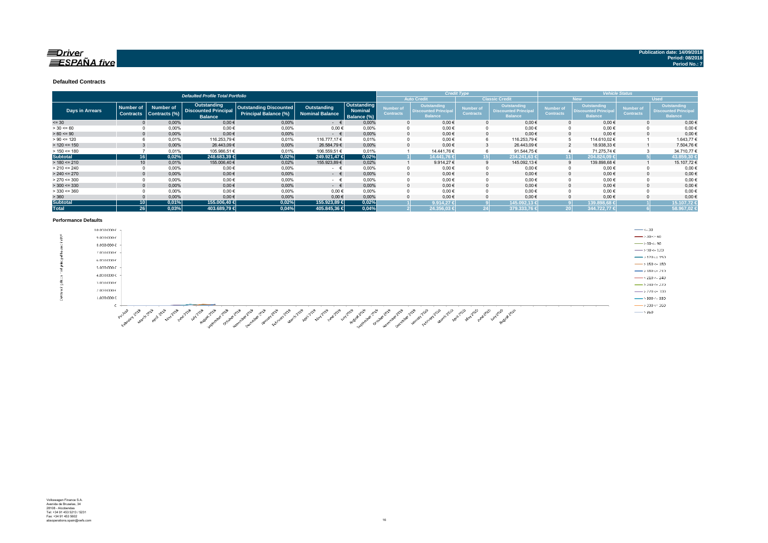Publication date: 14/09/2018
Period: 08/2018
Period No.: 7

### Defaulted Contracts

| Defaulted Profile Total Portfolio | | | | | | | Credit Type | | | | Vehicle Status | | | |
|---|---|---|---|---|---|---|---|---|---|---|---|---|---|---|
| | | | | | | | Auto Credit | | Classic Credit | | New | | Used | |
| Days in Arrears | Number of Contracts | Number of Contracts (%) | Outstanding Discounted Principal Balance | Outstanding Discounted Principal Balance (%) | Outstanding Nominal Balance | Outstanding Nominal Balance (%) | Number of Contracts | Outstanding Discounted Principal Balance | Number of Contracts | Outstanding Discounted Principal Balance | Number of Contracts | Outstanding Discounted Principal Balance | Number of Contracts | Outstanding Discounted Principal Balance |
| <= 30 | 0 | 0,00% | 0,00 € | 0,00% | - € | 0,00% | 0 | 0,00 € | 0 | 0,00 € | 0 | 0,00 € | 0 | 0,00 € |
| > 30 <= 60 | 0 | 0,00% | 0,00 € | 0,00% | 0,00 € | 0,00% | 0 | 0,00 € | 0 | 0,00 € | 0 | 0,00 € | 0 | 0,00 € |
| > 60 <= 90 | 0 | 0,00% | 0,00 € | 0,00% | - € | 0,00% | 0 | 0,00 € | 0 | 0,00 € | 0 | 0,00 € | 0 | 0,00 € |
| > 90 <= 120 | 6 | 0,01% | 116.253,79 € | 0,01% | 116.777,17 € | 0,01% | 0 | 0,00 € | 6 | 116.253,79 € | 5 | 114.610,02 € | 1 | 1.643,77 € |
| > 120 <= 150 | 3 | 0,00% | 26.443,09 € | 0,00% | 26.584,79 € | 0,00% | 0 | 0,00 € | 3 | 26.443,09 € | 2 | 18.938,33 € | 1 | 7.504,76 € |
| > 150 <= 180 | 7 | 0,01% | 105.986,51 € | 0,01% | 106.559,51 € | 0,01% | 1 | 14.441,76 € | 6 | 91.544,75 € | 4 | 71.275,74 € | 3 | 34.710,77 € |
| **Subtotal** | **16** | **0,02%** | **248.683,39 €** | **0,02%** | **249.921,47 €** | **0,02%** | **1** | **14.441,76 €** | **15** | **234.241,63 €** | **11** | **204.824,09 €** | **5** | **43.859,30 €** |
| > 180 <= 210 | 10 | 0,01% | 155.006,40 € | 0,02% | 155.923,89 € | 0,02% | 1 | 9.914,27 € | 9 | 145.092,13 € | 9 | 139.898,68 € | 1 | 15.107,72 € |
| > 210 <= 240 | 0 | 0,00% | 0,00 € | 0,00% | - € | 0,00% | 0 | 0,00 € | 0 | 0,00 € | 0 | 0,00 € | 0 | 0,00 € |
| > 240 <= 270 | 0 | 0,00% | 0,00 € | 0,00% | - € | 0,00% | 0 | 0,00 € | 0 | 0,00 € | 0 | 0,00 € | 0 | 0,00 € |
| > 270 <= 300 | 0 | 0,00% | 0,00 € | 0,00% | - € | 0,00% | 0 | 0,00 € | 0 | 0,00 € | 0 | 0,00 € | 0 | 0,00 € |
| > 300 <= 330 | 0 | 0,00% | 0,00 € | 0,00% | - € | 0,00% | 0 | 0,00 € | 0 | 0,00 € | 0 | 0,00 € | 0 | 0,00 € |
| > 330 <= 360 | 0 | 0,00% | 0,00 € | 0,00% | 0,00 € | 0,00% | 0 | 0,00 € | 0 | 0,00 € | 0 | 0,00 € | 0 | 0,00 € |
| > 360 | 0 | 0,00% | 0,00 € | 0,00% | 0,00 € | 0,00% | 0 | 0,00 € | 0 | 0,00 € | 0 | 0,00 € | 0 | 0,00 € |
| **Subtotal** | **10** | **0,01%** | **155.006,40 €** | **0,02%** | **155.923,89 €** | **0,02%** | **1** | **9.914,27 €** | **9** | **145.092,13 €** | **9** | **139.898,68 €** | **1** | **15.107,72 €** |
| **Total** | **26** | **0,03%** | **403.689,79 €** | **0,04%** | **405.845,36 €** | **0,04%** | **2** | **24.356,03 €** | **24** | **379.333,76 €** | **20** | **344.722,77 €** | **6** | **58.967,02 €** |

### Performance Defaults

Volkswagen Finance S.A.
Avenida de Bruselas, 34
28108 - Alcobendas
Tel: +34 91 453 5213 / 5231
Fax: +34 91 453 5602
absoperations.spain@vwfs.com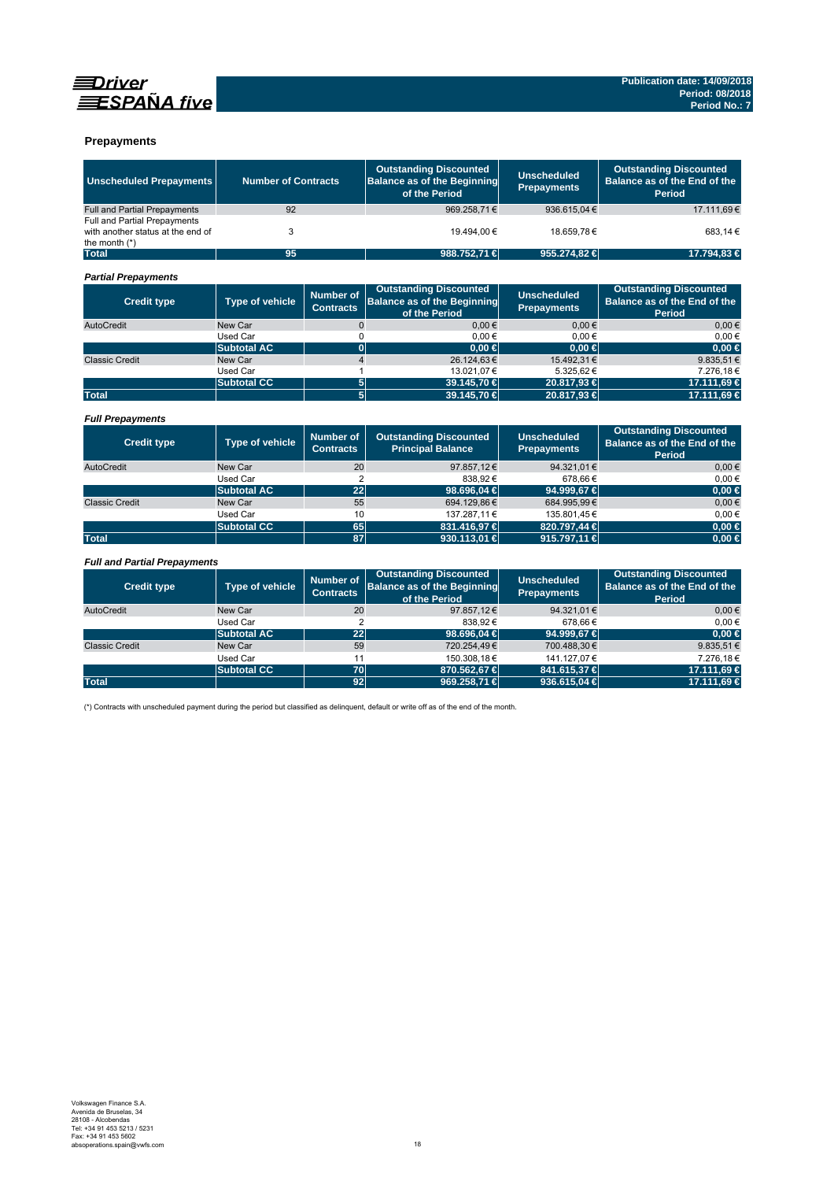## Prepayments

| Unscheduled Prepayments | Number of Contracts | Outstanding Discounted Balance as of the Beginning of the Period | Unscheduled Prepayments | Outstanding Discounted Balance as of the End of the Period |
|---|---|---|---|---|
| Full and Partial Prepayments | 92 | 969.258,71 € | 936.615,04 € | 17.111,69 € |
| Full and Partial Prepayments with another status at the end of the month (*) | 3 | 19.494,00 € | 18.659,78 € | 683,14 € |
| **Total** | **95** | **988.752,71 €** | **955.274,82 €** | **17.794,83 €** |

### *Partial Prepayments*

| Credit type | Type of vehicle | Number of Contracts | Outstanding Discounted Balance as of the Beginning of the Period | Unscheduled Prepayments | Outstanding Discounted Balance as of the End of the Period |
|---|---|---|---|---|---|
| AutoCredit | New Car | 0 | 0,00 € | 0,00 € | 0,00 € |
| | Used Car | 0 | 0,00 € | 0,00 € | 0,00 € |
| | **Subtotal AC** | **0** | **0,00 €** | **0,00 €** | **0,00 €** |
| Classic Credit | New Car | 4 | 26.124,63 € | 15.492,31 € | 9.835,51 € |
| | Used Car | 1 | 13.021,07 € | 5.325,62 € | 7.276,18 € |
| | **Subtotal CC** | **5** | **39.145,70 €** | **20.817,93 €** | **17.111,69 €** |
| **Total** | | **5** | **39.145,70 €** | **20.817,93 €** | **17.111,69 €** |

### *Full Prepayments*

| Credit type | Type of vehicle | Number of Contracts | Outstanding Discounted Principal Balance | Unscheduled Prepayments | Outstanding Discounted Balance as of the End of the Period |
|---|---|---|---|---|---|
| AutoCredit | New Car | 20 | 97.857,12 € | 94.321,01 € | 0,00 € |
| | Used Car | 2 | 838,92 € | 678,66 € | 0,00 € |
| | **Subtotal AC** | **22** | **98.696,04 €** | **94.999,67 €** | **0,00 €** |
| Classic Credit | New Car | 55 | 694.129,86 € | 684.995,99 € | 0,00 € |
| | Used Car | 10 | 137.287,11 € | 135.801,45 € | 0,00 € |
| | **Subtotal CC** | **65** | **831.416,97 €** | **820.797,44 €** | **0,00 €** |
| **Total** | | **87** | **930.113,01 €** | **915.797,11 €** | **0,00 €** |

### *Full and Partial Prepayments*

| Credit type | Type of vehicle | Number of Contracts | Outstanding Discounted Balance as of the Beginning of the Period | Unscheduled Prepayments | Outstanding Discounted Balance as of the End of the Period |
|---|---|---|---|---|---|
| AutoCredit | New Car | 20 | 97.857,12 € | 94.321,01 € | 0,00 € |
| | Used Car | 2 | 838,92 € | 678,66 € | 0,00 € |
| | **Subtotal AC** | **22** | **98.696,04 €** | **94.999,67 €** | **0,00 €** |
| Classic Credit | New Car | 59 | 720.254,49 € | 700.488,30 € | 9.835,51 € |
| | Used Car | 11 | 150.308,18 € | 141.127,07 € | 7.276,18 € |
| | **Subtotal CC** | **70** | **870.562,67 €** | **841.615,37 €** | **17.111,69 €** |
| **Total** | | **92** | **969.258,71 €** | **936.615,04 €** | **17.111,69 €** |

(*) Contracts with unscheduled payment during the period but classified as delinquent, default or write off as of the end of the month.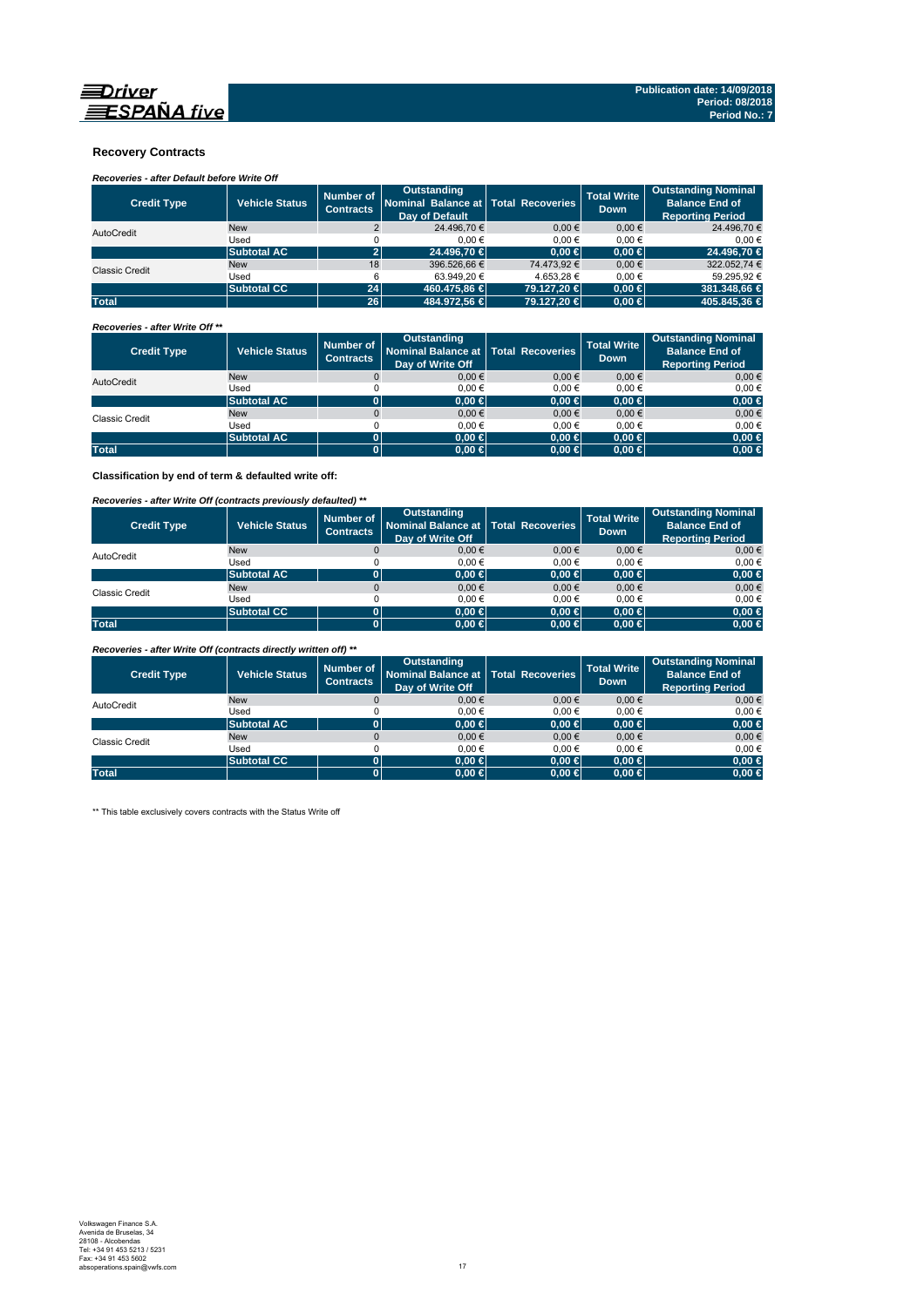**Publication date: 14/09/2018**
**Period: 08/2018**
**Period No.: 7**

## Recovery Contracts

***Recoveries - after Default before Write Off***

| Credit Type | Vehicle Status | Number of Contracts | Outstanding Nominal Balance at Day of Default | Total Recoveries | Total Write Down | Outstanding Nominal Balance End of Reporting Period |
|---|---|---|---|---|---|---|
| AutoCredit | New | 2 | 24.496,70 € | 0,00 € | 0,00 € | 24.496,70 € |
| | Used | 0 | 0,00 € | 0,00 € | 0,00 € | 0,00 € |
| | **Subtotal AC** | **2** | **24.496,70 €** | **0,00 €** | **0,00 €** | **24.496,70 €** |
| Classic Credit | New | 18 | 396.526,66 € | 74.473,92 € | 0,00 € | 322.052,74 € |
| | Used | 6 | 63.949,20 € | 4.653,28 € | 0,00 € | 59.295,92 € |
| | **Subtotal CC** | **24** | **460.475,86 €** | **79.127,20 €** | **0,00 €** | **381.348,66 €** |
| **Total** | | **26** | **484.972,56 €** | **79.127,20 €** | **0,00 €** | **405.845,36 €** |

***Recoveries - after Write Off \*\****

| Credit Type | Vehicle Status | Number of Contracts | Outstanding Nominal Balance at Day of Write Off | Total Recoveries | Total Write Down | Outstanding Nominal Balance End of Reporting Period |
|---|---|---|---|---|---|---|
| AutoCredit | New | 0 | 0,00 € | 0,00 € | 0,00 € | 0,00 € |
| | Used | 0 | 0,00 € | 0,00 € | 0,00 € | 0,00 € |
| | **Subtotal AC** | **0** | **0,00 €** | **0,00 €** | **0,00 €** | **0,00 €** |
| Classic Credit | New | 0 | 0,00 € | 0,00 € | 0,00 € | 0,00 € |
| | Used | 0 | 0,00 € | 0,00 € | 0,00 € | 0,00 € |
| | **Subtotal AC** | **0** | **0,00 €** | **0,00 €** | **0,00 €** | **0,00 €** |
| **Total** | | **0** | **0,00 €** | **0,00 €** | **0,00 €** | **0,00 €** |

**Classification by end of term & defaulted write off:**

***Recoveries - after Write Off (contracts previously defaulted) \*\****

| Credit Type | Vehicle Status | Number of Contracts | Outstanding Nominal Balance at Day of Write Off | Total Recoveries | Total Write Down | Outstanding Nominal Balance End of Reporting Period |
|---|---|---|---|---|---|---|
| AutoCredit | New | 0 | 0,00 € | 0,00 € | 0,00 € | 0,00 € |
| | Used | 0 | 0,00 € | 0,00 € | 0,00 € | 0,00 € |
| | **Subtotal AC** | **0** | **0,00 €** | **0,00 €** | **0,00 €** | **0,00 €** |
| Classic Credit | New | 0 | 0,00 € | 0,00 € | 0,00 € | 0,00 € |
| | Used | 0 | 0,00 € | 0,00 € | 0,00 € | 0,00 € |
| | **Subtotal CC** | **0** | **0,00 €** | **0,00 €** | **0,00 €** | **0,00 €** |
| **Total** | | **0** | **0,00 €** | **0,00 €** | **0,00 €** | **0,00 €** |

***Recoveries - after Write Off (contracts directly written off) \*\****

| Credit Type | Vehicle Status | Number of Contracts | Outstanding Nominal Balance at Day of Write Off | Total Recoveries | Total Write Down | Outstanding Nominal Balance End of Reporting Period |
|---|---|---|---|---|---|---|
| AutoCredit | New | 0 | 0,00 € | 0,00 € | 0,00 € | 0,00 € |
| | Used | 0 | 0,00 € | 0,00 € | 0,00 € | 0,00 € |
| | **Subtotal AC** | **0** | **0,00 €** | **0,00 €** | **0,00 €** | **0,00 €** |
| Classic Credit | New | 0 | 0,00 € | 0,00 € | 0,00 € | 0,00 € |
| | Used | 0 | 0,00 € | 0,00 € | 0,00 € | 0,00 € |
| | **Subtotal CC** | **0** | **0,00 €** | **0,00 €** | **0,00 €** | **0,00 €** |
| **Total** | | **0** | **0,00 €** | **0,00 €** | **0,00 €** | **0,00 €** |

** This table exclusively covers contracts with the Status Write off

Volkswagen Finance S.A.
Avenida de Bruselas, 34
28108 - Alcobendas
Tel: +34 91 453 5213 / 5231
Fax: +34 91 453 5602
absoperations.spain@vwfs.com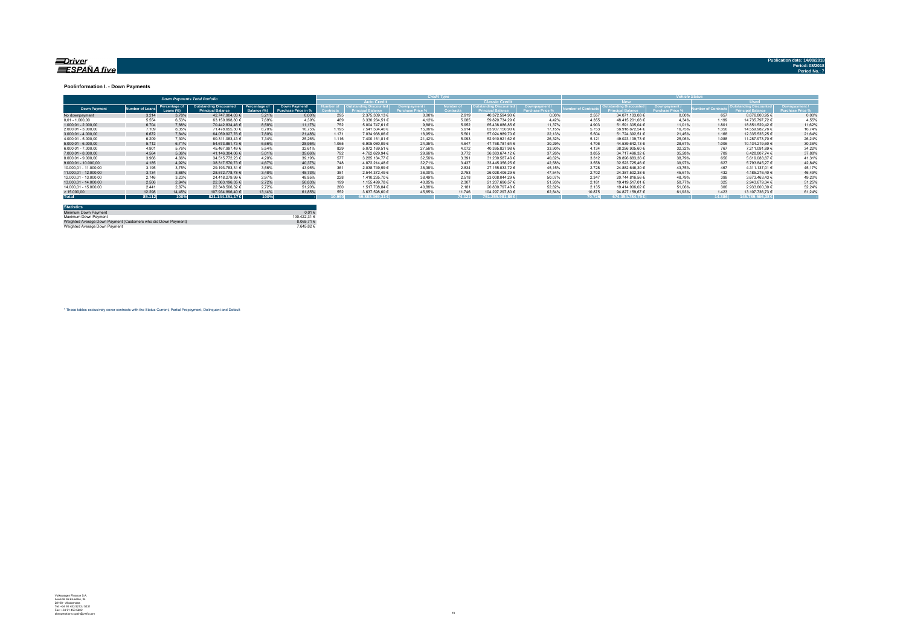**Driver ESPAÑA five**

Publication date: 14/09/2018
Period: 08/2018
Period No.: 7

### Poolinformation I. - Down Payments

| Down Payments Total Porfolio | | | | | | Credit Type | | | | | | Vehicle Status | | | | | |
|---|---|---|---|---|---|---|---|---|---|---|---|---|---|---|---|---|---|
| | | | | | | Auto Credit | | | Classic Credit | | | New | | | Used | | |
| Down Payment | Number of Loans | Percentage of Loans (%) | Outstanding Discounted Principal Balance | Percentage of Balance (%) | Down Payment/ Purchase Price in % | Number of Contracts | Outstanding Discounted Principal Balance | Downpayment / Purchase Price % | Number of Contracts | Outstanding Discounted Principal Balance | Downpayment / Purchase Price % | Number of Contracts | Outstanding Discounted Principal Balance | Downpayment / Purchase Price % | Number of Contracts | Outstanding Discounted Principal Balance | Downpayment / Purchase Price % |
| No downpayment | 3.214 | 3,78% | 42.747.904,03 € | 5,21% | 0,00% | 295 | 2.375.309,13 € | 0,00% | 2.919 | 40.372.594,90 € | 0,00% | 2.557 | 34.071.103,08 € | 0,00% | 657 | 8.676.800,95 € | 0,00% |
| 0,01 - 1.000,00 | 5.554 | 6,53% | 63.150.998,80 € | 7,69% | 4,39% | 469 | 3.330.264,51 € | 4,12% | 5.085 | 59.820.734,29 € | 4,42% | 4.355 | 48.415.201,08 € | 4,34% | 1.199 | 14.735.797,72 € | 4,55% |
| 1.000,01 - 2.000,00 | 6.704 | 7,88% | 70.442.834,46 € | 8,58% | 11,17% | 752 | 5.004.747,61 € | 9,88% | 5.952 | 65.438.086,85 € | 11,37% | 4.903 | 51.591.305,04 € | 11,01% | 1.801 | 18.851.529,42 € | 11,62% |
| 2.000,01 - 3.000,00 | 7.109 | 8,35% | 71.478.655,30 € | 8,70% | 16,75% | 1.195 | 7.541.504,40 € | 15,08% | 5.914 | 63.937.150,90 € | 17,15% | 5.753 | 56.918.672,54 € | 16,75% | 1.356 | 14.559.982,76 € | 16,74% |
| 3.000,01 - 4.000,00 | 6.672 | 7,84% | 64.059.927,76 € | 7,80% | 21,48% | 1.171 | 7.034.938,06 € | 18,95% | 5.501 | 57.024.989,70 € | 22,13% | 5.504 | 51.724.392,51 € | 21,45% | 1.168 | 12.335.535,25 € | 21,64% |
| 4.000,01 - 5.000,00 | 6.209 | 7,30% | 60.311.083,43 € | 7,34% | 25,26% | 1.116 | 7.400.161,81 € | 21,42% | 5.093 | 52.910.921,62 € | 26,32% | 5.121 | 49.023.109,73 € | 25,06% | 1.088 | 11.287.973,70 € | 26,24% |
| 5.000,01 - 6.000,00 | 5.712 | 6,71% | 54.673.861,73 € | 6,66% | 28,95% | 1.065 | 6.905.080,09 € | 24,35% | 4.647 | 47.768.781,64 € | 30,29% | 4.706 | 44.539.642,13 € | 28,67% | 1.006 | 10.134.219,60 € | 30,36% |
| 6.000,01 - 7.000,00 | 4.901 | 5,76% | 45.467.997,49 € | 5,54% | 32,61% | 829 | 5.072.169,51 € | 27,56% | 4.072 | 40.395.827,98 € | 33,90% | 4.134 | 38.256.905,60 € | 32,32% | 767 | 7.211.091,89 € | 34,22% |
| 7.000,01 - 8.000,00 | 4.564 | 5,36% | 41.146.304,06 € | 5,01% | 35,66% | 792 | 4.762.629,94 € | 29,66% | 3.772 | 36.383.674,12 € | 37,26% | 3.855 | 34.717.496,32 € | 35,28% | 709 | 6.428.807,74 € | 37,88% |
| 8.000,01 - 9.000,00 | 3.968 | 4,66% | 34.515.772,23 € | 4,20% | 39,19% | 577 | 3.285.184,77 € | 32,56% | 3.391 | 31.230.587,46 € | 40,62% | 3.312 | 28.896.683,36 € | 38,79% | 656 | 5.619.088,87 € | 41,31% |
| 9.000,01 - 10.000,00 | 4.185 | 4,92% | 38.317.570,73 € | 4,67% | 40,37% | 748 | 4.872.214,48 € | 32,71% | 3.437 | 33.445.356,25 € | 42,58% | 3.558 | 32.523.725,46 € | 39,97% | 627 | 5.793.845,27 € | 42,84% |
| 10.000,01 - 11.000,00 | 3.195 | 3,75% | 29.193.783,31 € | 3,56% | 43,95% | 361 | 2.038.749,59 € | 36,38% | 2.834 | 27.155.033,72 € | 45,15% | 2.728 | 24.882.646,30 € | 43,75% | 467 | 4.311.137,01 € | 45,17% |
| 11.000,01 - 12.000,00 | 3.134 | 3,68% | 28.572.778,78 € | 3,48% | 45,73% | 381 | 2.544.372,49 € | 36,00% | 2.753 | 26.028.406,29 € | 47,54% | 2.702 | 24.387.502,38 € | 45,61% | 432 | 4.185.276,40 € | 46,49% |
| 12.000,01 - 13.000,00 | 2.746 | 3,23% | 24.418.279,99 € | 2,97% | 48,85% | 228 | 1.410.235,70 € | 38,49% | 2.518 | 23.008.044,29 € | 50,07% | 2.347 | 20.744.816,56 € | 48,79% | 399 | 3.673.463,43 € | 49,20% |
| 13.000,01 - 14.000,00 | 2.506 | 2,94% | 22.363.196,35 € | 2,72% | 50,83% | 199 | 1.155.499,78 € | 40,85% | 2.307 | 21.207.696,57 € | 51,93% | 2.181 | 19.419.517,01 € | 50,77% | 325 | 2.943.679,34 € | 51,25% |
| 14.000,01 - 15.000,00 | 2.441 | 2,87% | 22.348.506,32 € | 2,72% | 51,20% | 260 | 1.517.708,84 € | 40,88% | 2.181 | 20.830.797,48 € | 52,82% | 2.135 | 19.414.906,02 € | 51,06% | 306 | 2.933.600,30 € | 52,24% |
| > 15.000,00 | 12.298 | 14,45% | 107.934.896,40 € | 13,14% | 61,85% | 552 | 3.637.598,60 € | 45,65% | 11.746 | 104.297.297,80 € | 62,84% | 10.875 | 94.827.159,67 € | 61,93% | 1.423 | 13.107.736,73 € | 61,24% |
| **Total** | **85.112** | **100%** | **821.144.351,17 €** | **100%** | | **10.990** | **69.888.369,31 €** | | **74.122** | **751.255.981,86 €** | | **70.726** | **674.354.784,79 €** | | **14.386** | **146.789.566,38 €** | |

| Statistics | |
|---|---|
| Minimum Down Payment | 0,01 € |
| Maximum Down Payment | 100.422,31 € |
| Weighted Average Down Payment (Customers who did Down Payment) | 8.065,71 € |
| Weighted Average Down Payment | 7.645,82 € |

* These tables exclusively cover contracts with the Status Current, Partial Prepayment, Delinquent and Default

Volkswagen Finance S.A.
Avenida de Bruselas, 34
28108 - Alcobendas
Tel: +34 91 453 5213 / 5231
Fax: +34 91 453 5602
absoperations.spain@vwfs.com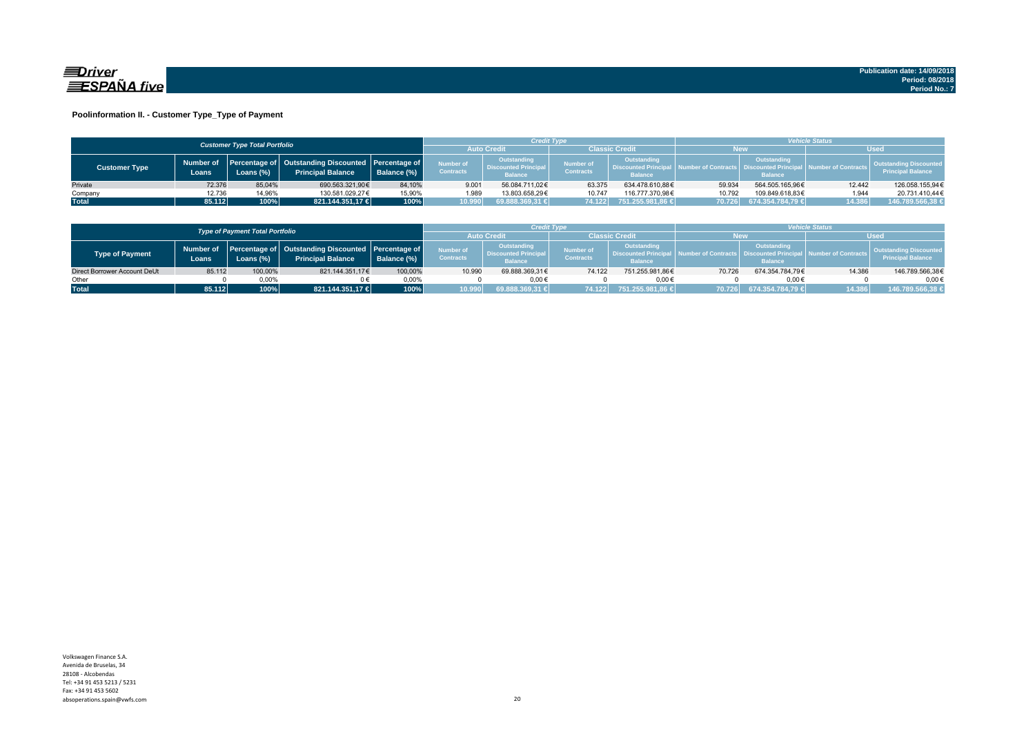Publication date: 14/09/2018
Period: 08/2018
Period No.: 7

## Poolinformation II. - Customer Type_Type of Payment

| Customer Type Total Portfolio | | | | | Credit Type | | | | Vehicle Status | | | |
|---|---|---|---|---|---|---|---|---|---|---|---|---|
| | | | | | Auto Credit | | Classic Credit | | New | | Used | |
| Customer Type | Number of Loans | Percentage of Loans (%) | Outstanding Discounted Principal Balance | Percentage of Balance (%) | Number of Contracts | Outstanding Discounted Principal Balance | Number of Contracts | Outstanding Discounted Principal Balance | Number of Contracts | Outstanding Discounted Principal Balance | Number of Contracts | Outstanding Discounted Principal Balance |
| Private | 72.376 | 85,04% | 690.563.321,90€ | 84,10% | 9.001 | 56.084.711,02€ | 63.375 | 634.478.610,88€ | 59.934 | 564.505.165,96€ | 12.442 | 126.058.155,94€ |
| Company | 12.736 | 14,96% | 130.581.029,27€ | 15,90% | 1.989 | 13.803.658,29€ | 10.747 | 116.777.370,98€ | 10.792 | 109.849.618,83€ | 1.944 | 20.731.410,44€ |
| **Total** | **85.112** | **100%** | **821.144.351,17 €** | **100%** | **10.990** | **69.888.369,31 €** | **74.122** | **751.255.981,86 €** | **70.726** | **674.354.784,79 €** | **14.386** | **146.789.566,38 €** |

| Type of Payment Total Portfolio | | | | | Credit Type | | | | Vehicle Status | | | |
|---|---|---|---|---|---|---|---|---|---|---|---|---|
| | | | | | Auto Credit | | Classic Credit | | New | | Used | |
| Type of Payment | Number of Loans | Percentage of Loans (%) | Outstanding Discounted Principal Balance | Percentage of Balance (%) | Number of Contracts | Outstanding Discounted Principal Balance | Number of Contracts | Outstanding Discounted Principal Balance | Number of Contracts | Outstanding Discounted Principal Balance | Number of Contracts | Outstanding Discounted Principal Balance |
| Direct Borrower Account DeUt | 85.112 | 100,00% | 821.144.351,17€ | 100,00% | 10.990 | 69.888.369,31€ | 74.122 | 751.255.981,86€ | 70.726 | 674.354.784,79€ | 14.386 | 146.789.566,38€ |
| Other | 0 | 0,00% | 0 € | 0,00% | 0 | 0,00€ | 0 | 0,00€ | 0 | 0,00€ | 0 | 0,00€ |
| **Total** | **85.112** | **100%** | **821.144.351,17 €** | **100%** | **10.990** | **69.888.369,31 €** | **74.122** | **751.255.981,86 €** | **70.726** | **674.354.784,79 €** | **14.386** | **146.789.566,38 €** |

Volkswagen Finance S.A.
Avenida de Bruselas, 34
28108 - Alcobendas
Tel: +34 91 453 5213 / 5231
Fax: +34 91 453 5602
absoperations.spain@vwfs.com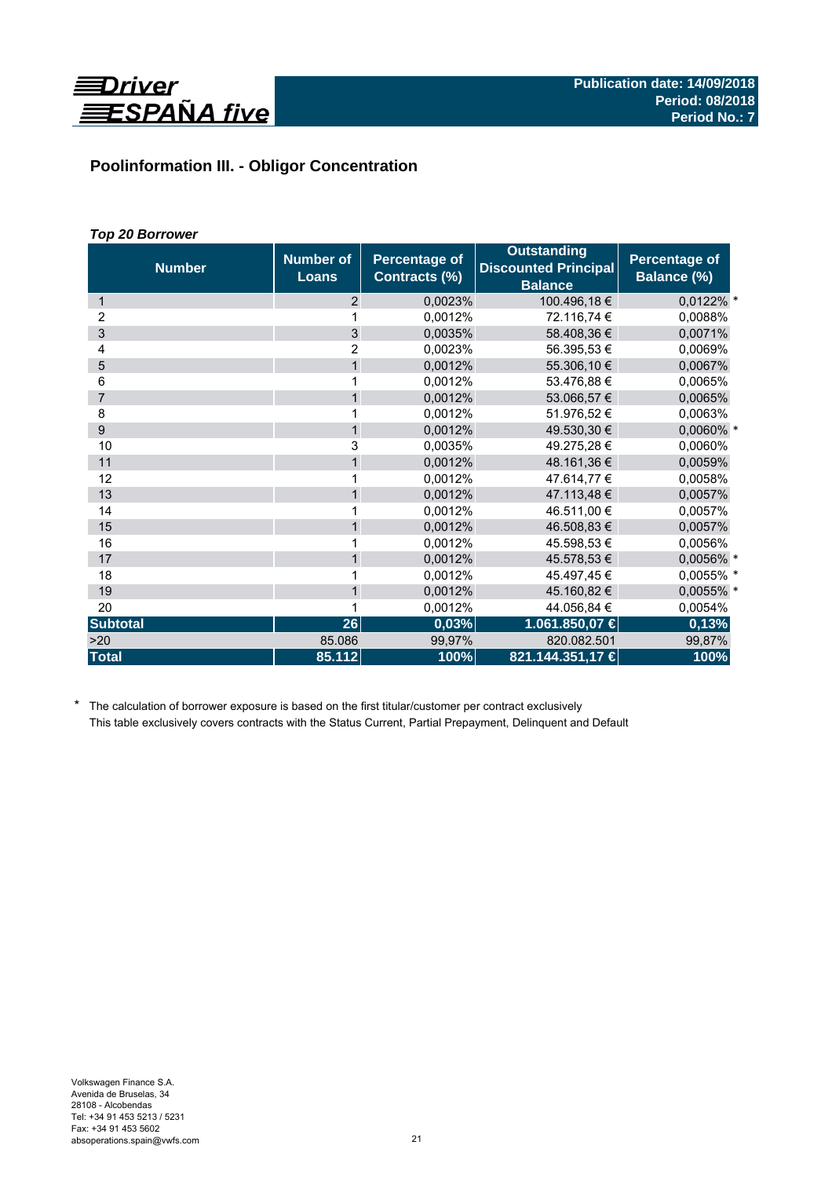Publication date: 14/09/2018
Period: 08/2018
Period No.: 7

## Poolinformation III. - Obligor Concentration

***Top 20 Borrower***

| Number | Number of Loans | Percentage of Contracts (%) | Outstanding Discounted Principal Balance | Percentage of Balance (%) |
|---|---|---|---|---|
| 1 | 2 | 0,0023% | 100.496,18 € | 0,0122% * |
| 2 | 1 | 0,0012% | 72.116,74 € | 0,0088% |
| 3 | 3 | 0,0035% | 58.408,36 € | 0,0071% |
| 4 | 2 | 0,0023% | 56.395,53 € | 0,0069% |
| 5 | 1 | 0,0012% | 55.306,10 € | 0,0067% |
| 6 | 1 | 0,0012% | 53.476,88 € | 0,0065% |
| 7 | 1 | 0,0012% | 53.066,57 € | 0,0065% |
| 8 | 1 | 0,0012% | 51.976,52 € | 0,0063% |
| 9 | 1 | 0,0012% | 49.530,30 € | 0,0060% * |
| 10 | 3 | 0,0035% | 49.275,28 € | 0,0060% |
| 11 | 1 | 0,0012% | 48.161,36 € | 0,0059% |
| 12 | 1 | 0,0012% | 47.614,77 € | 0,0058% |
| 13 | 1 | 0,0012% | 47.113,48 € | 0,0057% |
| 14 | 1 | 0,0012% | 46.511,00 € | 0,0057% |
| 15 | 1 | 0,0012% | 46.508,83 € | 0,0057% |
| 16 | 1 | 0,0012% | 45.598,53 € | 0,0056% |
| 17 | 1 | 0,0012% | 45.578,53 € | 0,0056% * |
| 18 | 1 | 0,0012% | 45.497,45 € | 0,0055% * |
| 19 | 1 | 0,0012% | 45.160,82 € | 0,0055% * |
| 20 | 1 | 0,0012% | 44.056,84 € | 0,0054% |
| **Subtotal** | **26** | **0,03%** | **1.061.850,07 €** | **0,13%** |
| >20 | 85.086 | 99,97% | 820.082.501 | 99,87% |
| **Total** | **85.112** | **100%** | **821.144.351,17 €** | **100%** |

\* The calculation of borrower exposure is based on the first titular/customer per contract exclusively
This table exclusively covers contracts with the Status Current, Partial Prepayment, Delinquent and Default

Volkswagen Finance S.A.
Avenida de Bruselas, 34
28108 - Alcobendas
Tel: +34 91 453 5213 / 5231
Fax: +34 91 453 5602
absoperations.spain@vwfs.com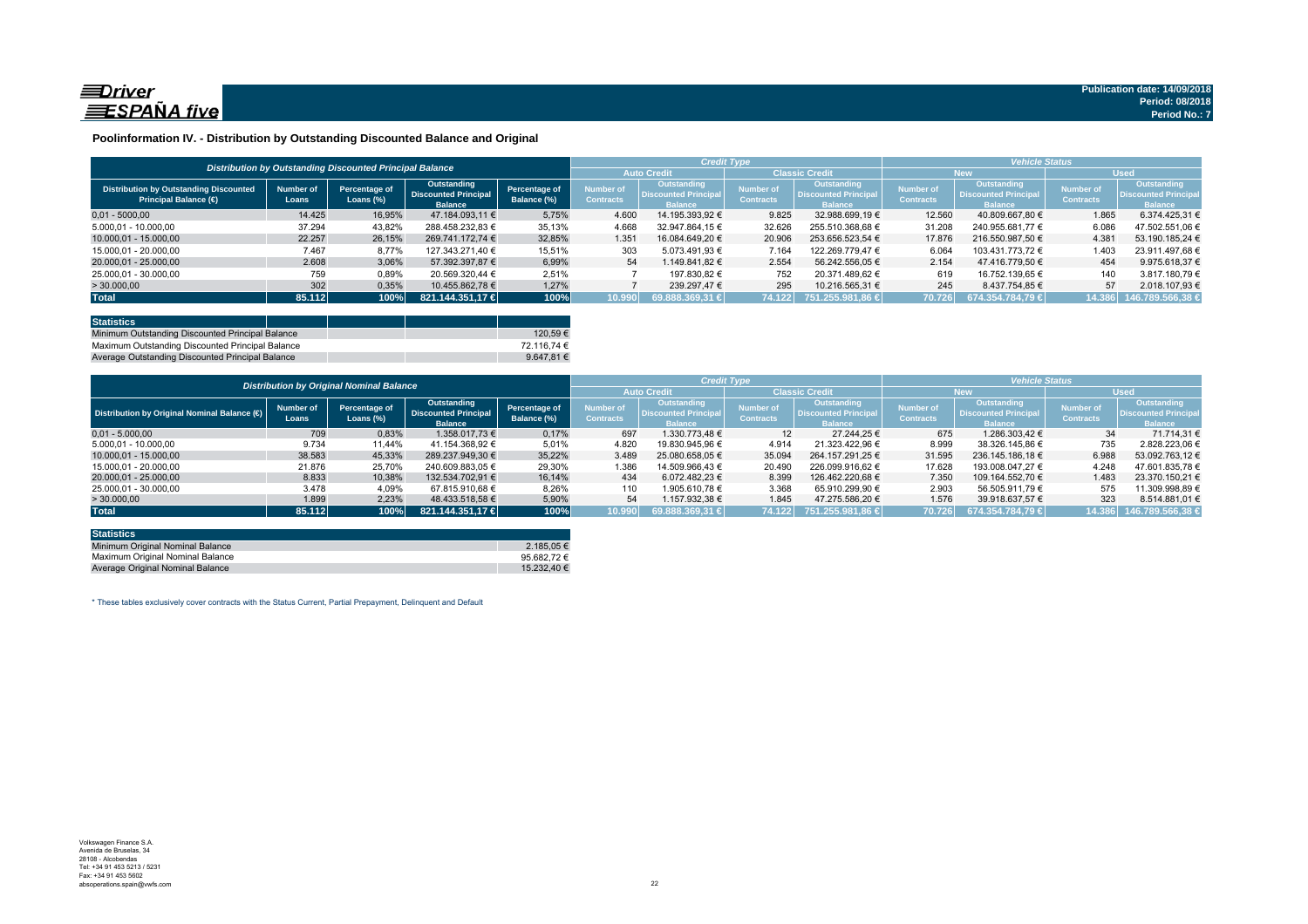Publication date: 14/09/2018
Period: 08/2018
Period No.: 7

## Poolinformation IV. - Distribution by Outstanding Discounted Balance and Original

| Distribution by Outstanding Discounted Principal Balance | | | | | Credit Type | | | | Vehicle Status | | | |
|---|---|---|---|---|---|---|---|---|---|---|---|---|
| | | | | | Auto Credit | | Classic Credit | | New | | Used | |
| Distribution by Outstanding Discounted Principal Balance (€) | Number of Loans | Percentage of Loans (%) | Outstanding Discounted Principal Balance | Percentage of Balance (%) | Number of Contracts | Outstanding Discounted Principal Balance | Number of Contracts | Outstanding Discounted Principal Balance | Number of Contracts | Outstanding Discounted Principal Balance | Number of Contracts | Outstanding Discounted Principal Balance |
| 0,01 - 5.000,00 | 14.425 | 16,95% | 47.184.093,11 € | 5,75% | 4.600 | 14.195.393,92 € | 9.825 | 32.988.699,19 € | 12.560 | 40.809.667,80 € | 1.865 | 6.374.425,31 € |
| 5.000,01 - 10.000,00 | 37.294 | 43,82% | 288.458.232,83 € | 35,13% | 4.668 | 32.947.864,15 € | 32.626 | 255.510.368,68 € | 31.208 | 240.955.681,77 € | 6.086 | 47.502.551,06 € |
| 10.000,01 - 15.000,00 | 22.257 | 26,15% | 269.741.172,74 € | 32,85% | 1.351 | 16.084.649,20 € | 20.906 | 253.656.523,54 € | 17.876 | 216.550.987,50 € | 4.381 | 53.190.185,24 € |
| 15.000,01 - 20.000,00 | 7.467 | 8,77% | 127.343.271,40 € | 15,51% | 303 | 5.073.491,93 € | 7.164 | 122.269.779,47 € | 6.064 | 103.431.773,72 € | 1.403 | 23.911.497,68 € |
| 20.000,01 - 25.000,00 | 2.608 | 3,06% | 57.392.397,87 € | 6,99% | 54 | 1.149.841,82 € | 2.554 | 56.242.556,05 € | 2.154 | 47.416.779,50 € | 454 | 9.975.618,37 € |
| 25.000,01 - 30.000,00 | 759 | 0,89% | 20.569.320,44 € | 2,51% | 7 | 197.830,82 € | 752 | 20.371.489,62 € | 619 | 16.752.139,65 € | 140 | 3.817.180,79 € |
| > 30.000,00 | 302 | 0,35% | 10.455.862,78 € | 1,27% | 7 | 239.297,47 € | 295 | 10.216.565,31 € | 245 | 8.437.754,85 € | 57 | 2.018.107,93 € |
| **Total** | **85.112** | **100%** | **821.144.351,17 €** | **100%** | **10.990** | **69.888.369,31 €** | **74.122** | **751.255.981,86 €** | **70.726** | **674.354.784,79 €** | **14.386** | **146.789.566,38 €** |

| Statistics | |
|---|---|
| Minimum Outstanding Discounted Principal Balance | 120,59 € |
| Maximum Outstanding Discounted Principal Balance | 72.116,74 € |
| Average Outstanding Discounted Principal Balance | 9.647,81 € |

| Distribution by Original Nominal Balance | | | | | Credit Type | | | | Vehicle Status | | | |
|---|---|---|---|---|---|---|---|---|---|---|---|---|
| | | | | | Auto Credit | | Classic Credit | | New | | Used | |
| Distribution by Original Nominal Balance (€) | Number of Loans | Percentage of Loans (%) | Outstanding Discounted Principal Balance | Percentage of Balance (%) | Number of Contracts | Outstanding Discounted Principal Balance | Number of Contracts | Outstanding Discounted Principal Balance | Number of Contracts | Outstanding Discounted Principal Balance | Number of Contracts | Outstanding Discounted Principal Balance |
| 0,01 - 5.000,00 | 709 | 0,83% | 1.358.017,73 € | 0,17% | 697 | 1.330.773,48 € | 12 | 27.244,25 € | 675 | 1.286.303,42 € | 34 | 71.714,31 € |
| 5.000,01 - 10.000,00 | 9.734 | 11,44% | 41.154.368,92 € | 5,01% | 4.820 | 19.830.945,96 € | 4.914 | 21.323.422,96 € | 8.999 | 38.326.145,86 € | 735 | 2.828.223,06 € |
| 10.000,01 - 15.000,00 | 38.583 | 45,33% | 289.237.949,30 € | 35,22% | 3.489 | 25.080.658,05 € | 35.094 | 264.157.291,25 € | 31.595 | 236.145.186,18 € | 6.988 | 53.092.763,12 € |
| 15.000,01 - 20.000,00 | 21.876 | 25,70% | 240.609.883,05 € | 29,30% | 1.386 | 14.509.966,43 € | 20.490 | 226.099.916,62 € | 17.628 | 193.008.047,27 € | 4.248 | 47.601.835,78 € |
| 20.000,01 - 25.000,00 | 8.833 | 10,38% | 132.534.702,91 € | 16,14% | 434 | 6.072.482,23 € | 8.399 | 126.462.220,68 € | 7.350 | 109.164.552,70 € | 1.483 | 23.370.150,21 € |
| 25.000,01 - 30.000,00 | 3.478 | 4,09% | 67.815.910,68 € | 8,26% | 110 | 1.905.610,78 € | 3.368 | 65.910.299,90 € | 2.903 | 56.505.911,79 € | 575 | 11.309.998,89 € |
| > 30.000,00 | 1.899 | 2,23% | 48.433.518,58 € | 5,90% | 54 | 1.157.932,38 € | 1.845 | 47.275.586,20 € | 1.576 | 39.918.637,57 € | 323 | 8.514.881,01 € |
| **Total** | **85.112** | **100%** | **821.144.351,17 €** | **100%** | **10.990** | **69.888.369,31 €** | **74.122** | **751.255.981,86 €** | **70.726** | **674.354.784,79 €** | **14.386** | **146.789.566,38 €** |

| Statistics | |
|---|---|
| Minimum Original Nominal Balance | 2.185,05 € |
| Maximum Original Nominal Balance | 95.682,72 € |
| Average Original Nominal Balance | 15.232,40 € |

* These tables exclusively cover contracts with the Status Current, Partial Prepayment, Delinquent and Default

Volkswagen Finance S.A.
Avenida de Bruselas, 34
28108 - Alcobendas
Tel: +34 91 453 5213 / 5231
Fax: +34 91 453 5602
absoperations.spain@vwfs.com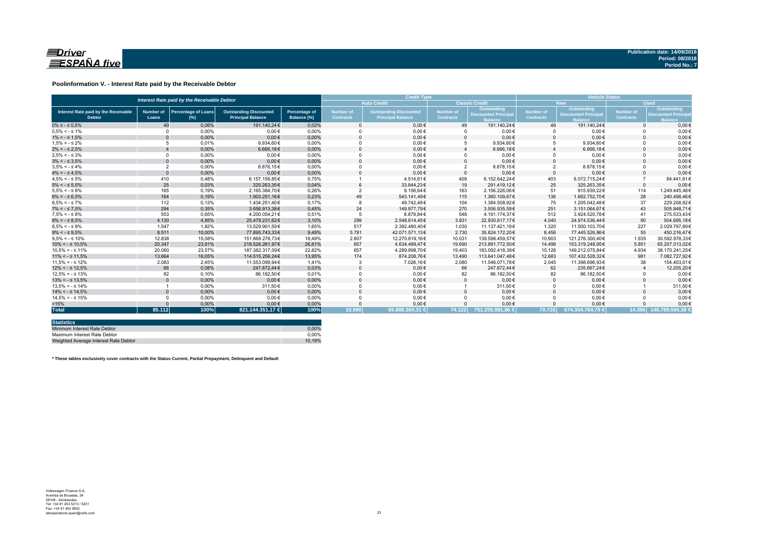## Poolinformation V. - Interest Rate paid by the Receivable Debtor

| Interest Rate paid by the Receivable Debtor | | | | | Credit Type | | | | Vehicle Status | | | |
|---|---|---|---|---|---|---|---|---|---|---|---|---|
| | | | | | Auto Credit | | Classic Credit | | New | | Used | |
| Interest Rate paid by the Receivable Debtor | Number of Loans | Percentage of Loans (%) | Outstanding Discounted Principal Balance | Percentage of Balance (%) | Number of Contracts | Outstanding Discounted Principal Balance | Number of Contracts | Outstanding Discounted Principal Balance | Number of Contracts | Outstanding Discounted Principal Balance | Number of Contracts | Outstanding Discounted Principal Balance |
| 0% ≤ - ≤ 0,5% | 49 | 0,06% | 191.140,24€ | 0,02% | 0 | 0,00€ | 49 | 191.140,24€ | 49 | 191.140,24€ | 0 | 0,00€ |
| 0,5% < - ≤ 1% | 0 | 0,00% | 0,00€ | 0,00% | 0 | 0,00€ | 0 | 0,00€ | 0 | 0,00€ | 0 | 0,00€ |
| 1% < - ≤ 1,5% | 0 | 0,00% | 0,00€ | 0,00% | 0 | 0,00€ | 0 | 0,00€ | 0 | 0,00€ | 0 | 0,00€ |
| 1,5% < - ≤ 2% | 5 | 0,01% | 9.934,60€ | 0,00% | 0 | 0,00€ | 5 | 9.934,60€ | 5 | 9.934,60€ | 0 | 0,00€ |
| 2% < - ≤ 2,5% | 4 | 0,00% | 6.666,18€ | 0,00% | 0 | 0,00€ | 4 | 6.666,18€ | 4 | 6.666,18€ | 0 | 0,00€ |
| 2,5% < - ≤ 3% | 0 | 0,00% | 0,00€ | 0,00% | 0 | 0,00€ | 0 | 0,00€ | 0 | 0,00€ | 0 | 0,00€ |
| 3% < - ≤ 3,5% | 0 | 0,00% | 0,00€ | 0,00% | 0 | 0,00€ | 0 | 0,00€ | 0 | 0,00€ | 0 | 0,00€ |
| 3,5% < - ≤ 4% | 2 | 0,00% | 8.878,15€ | 0,00% | 0 | 0,00€ | 2 | 8.878,15€ | 2 | 8.878,15€ | 0 | 0,00€ |
| 4% < - ≤ 4,5% | 0 | 0,00% | 0,00€ | 0,00% | 0 | 0,00€ | 0 | 0,00€ | 0 | 0,00€ | 0 | 0,00€ |
| 4,5% < - ≤ 5% | 410 | 0,48% | 6.157.156,85€ | 0,75% | 1 | 4.514,61€ | 409 | 6.152.642,24€ | 403 | 6.072.715,24€ | 7 | 84.441,61€ |
| 5% < - ≤ 5,5% | 25 | 0,03% | 325.263,35€ | 0,04% | 6 | 33.844,23€ | 19 | 291.419,12€ | 25 | 325.263,35€ | 0 | 0,00€ |
| 5,5% < - ≤ 6% | 165 | 0,19% | 2.165.384,70€ | 0,26% | 2 | 9.158,64€ | 163 | 2.156.226,06€ | 51 | 915.939,22€ | 114 | 1.249.445,48€ |
| 6% < - ≤ 6,5% | 164 | 0,19% | 1.903.251,16€ | 0,23% | 49 | 543.141,49€ | 115 | 1.360.109,67€ | 136 | 1.662.752,70€ | 28 | 240.498,46€ |
| 6,5% < - ≤ 7% | 112 | 0,13% | 1.434.251,40€ | 0,17% | 8 | 49.742,48€ | 104 | 1.384.508,92€ | 75 | 1.205.042,48€ | 37 | 229.208,92€ |
| 7% < - ≤ 7,5% | 294 | 0,35% | 3.656.913,38€ | 0,45% | 24 | 149.977,79€ | 270 | 3.506.935,59€ | 251 | 3.151.064,67€ | 43 | 505.848,71€ |
| 7,5% < - ≤ 8% | 553 | 0,65% | 4.200.054,21€ | 0,51% | 5 | 8.879,84€ | 548 | 4.191.174,37€ | 512 | 3.924.520,78€ | 41 | 275.533,43€ |
| 8% < - ≤ 8,5% | 4.130 | 4,85% | 25.479.231,62€ | 3,10% | 299 | 2.548.614,45€ | 3.831 | 22.930.617,17€ | 4.040 | 24.974.536,44€ | 90 | 504.695,18€ |
| 8,5% < - ≤ 9% | 1.547 | 1,82% | 13.529.901,59€ | 1,65% | 517 | 2.392.480,40€ | 1.030 | 11.137.421,19€ | 1.320 | 11.500.103,70€ | 227 | 2.029.797,89€ |
| 9% < - ≤ 9,5% | 8.511 | 10,00% | 77.895.743,33€ | 9,49% | 5.781 | 42.071.571,13€ | 2.730 | 35.824.172,20€ | 8.456 | 77.445.526,86€ | 55 | 450.216,47€ |
| 9,5% < - ≤ 10% | 12.838 | 15,08% | 151.869.278,73€ | 18,49% | 2.807 | 12.270.819,16€ | 10.031 | 139.598.459,57€ | 10.903 | 121.276.300,40€ | 1.935 | 30.592.978,33€ |
| 10% < - ≤ 10,5% | 20.347 | 23,91% | 218.526.261,97€ | 26,61% | 657 | 4.634.489,47€ | 19.690 | 213.891.772,50€ | 14.496 | 153.319.248,95€ | 5.851 | 65.207.013,02€ |
| 10,5% < - ≤ 11% | 20.060 | 23,57% | 187.382.317,09€ | 22,82% | 657 | 4.289.898,70€ | 19.403 | 183.092.418,39€ | 15.126 | 149.212.075,84€ | 4.934 | 38.170.241,25€ |
| 11% < - ≤ 11,5% | 13.664 | 16,05% | 114.515.256,24€ | 13,95% | 174 | 874.208,76€ | 13.490 | 113.641.047,48€ | 12.683 | 107.432.528,32€ | 981 | 7.082.727,92€ |
| 11,5% < - ≤ 12% | 2.083 | 2,45% | 11.553.099,94€ | 1,41% | 3 | 7.028,16€ | 2.080 | 11.546.071,78€ | 2.045 | 11.398.696,93€ | 38 | 154.403,01€ |
| 12% < - ≤ 12,5% | 66 | 0,08% | 247.872,44€ | 0,03% | 0 | 0,00€ | 66 | 247.872,44€ | 62 | 235.667,24€ | 4 | 12.205,20€ |
| 12,5% < - ≤ 13% | 82 | 0,10% | 86.182,50€ | 0,01% | 0 | 0,00€ | 82 | 86.182,50€ | 82 | 86.182,50€ | 0 | 0,00€ |
| 13% < - ≤ 13,5% | 0 | 0,00% | 0,00€ | 0,00% | 0 | 0,00€ | 0 | 0,00€ | 0 | 0,00€ | 0 | 0,00€ |
| 13,5% < - ≤ 14% | 1 | 0,00% | 311,50€ | 0,00% | 0 | 0,00€ | 1 | 311,50€ | 0 | 0,00€ | 1 | 311,50€ |
| 14% < - ≤ 14,5% | 0 | 0,00% | 0,00€ | 0,00% | 0 | 0,00€ | 0 | 0,00€ | 0 | 0,00€ | 0 | 0,00€ |
| 14,5% < - ≤ 15% | 0 | 0,00% | 0,00€ | 0,00% | 0 | 0,00€ | 0 | 0,00€ | 0 | 0,00€ | 0 | 0,00€ |
| >15% | 0 | 0,00% | 0,00€ | 0,00% | 0 | 0,00€ | 0 | 0,00€ | 0 | 0,00€ | 0 | 0,00€ |
| **Total** | **85.112** | **100%** | **821.144.351,17 €** | **100%** | **10.990** | **69.888.369,31 €** | **74.122** | **751.255.981,86 €** | **70.726** | **674.354.784,79 €** | **14.386** | **146.789.566,38 €** |

| Statistics | |
|---|---|
| Minimum Interest Rate Debtor | 0,00% |
| Maximum Interest Rate Debtor | 0,00% |
| Weighted Average Interest Rate Debtor | 10,19% |

**\* These tables exclusively cover contracts with the Status Current, Partial Prepayment, Delinquent and Default**

Volkswagen Finance S.A.
Avenida de Bruselas, 34
28108 - Alcobendas
Tel: +34 91 453 5213 / 5231
Fax: +34 91 453 5602
absoperations.spain@vwfs.com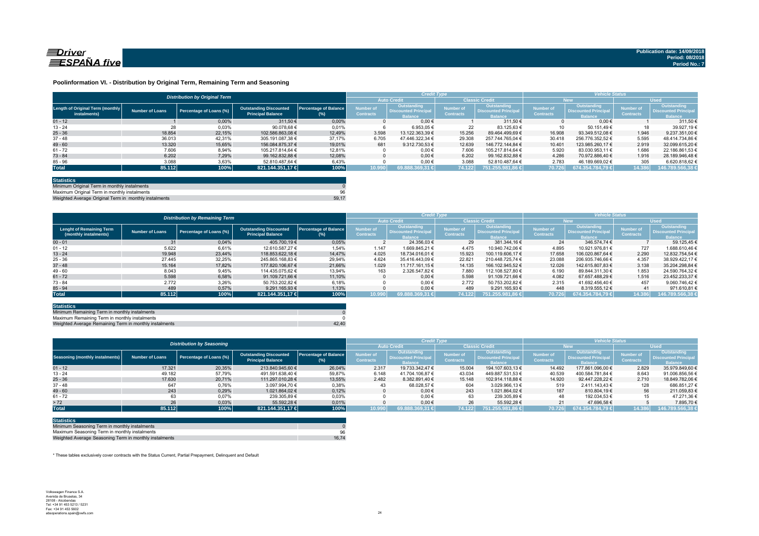Driver ESPAÑA five

Publication date: 14/09/2018
Period: 08/2018
Period No.: 7

## Poolinformation VI. - Distribution by Original Term, Remaining Term and Seasoning

| *Distribution by Original Term* | | | | | *Credit Type* | | | | *Vehicle Status* | | | |
|---|---|---|---|---|---|---|---|---|---|---|---|---|
| | | | | | Auto Credit | | Classic Credit | | New | | Used | |
| Length of Original Term (monthly instalments) | Number of Loans | Percentage of Loans (%) | Outstanding Discounted Principal Balance | Percentage of Balance (%) | Number of Contracts | Outstanding Discounted Principal Balance | Number of Contracts | Outstanding Discounted Principal Balance | Number of Contracts | Outstanding Discounted Principal Balance | Number of Contracts | Outstanding Discounted Principal Balance |
| 01 - 12 | 1 | 0,00% | 311,50 € | 0,00% | 0 | 0,00 € | 1 | 311,50 € | 0 | 0,00 € | 1 | 311,50 € |
| 13 - 24 | 28 | 0,03% | 90.078,68 € | 0,01% | 6 | 6.953,05 € | 22 | 83.125,63 € | 10 | 50.151,49 € | 18 | 39.927,19 € |
| 25 - 36 | 18.854 | 22,15% | 102.586.863,08 € | 12,49% | 3.598 | 13.122.363,39 € | 15.256 | 89.464.499,69 € | 16.908 | 93.349.512,08 € | 1.946 | 9.237.351,00 € |
| 37 - 48 | 36.013 | 42,31% | 305.191.087,38 € | 37,17% | 6.705 | 47.446.322,34 € | 29.308 | 257.744.765,04 € | 30.418 | 256.776.352,52 € | 5.595 | 48.414.734,86 € |
| 49 - 60 | 13.320 | 15,65% | 156.084.875,37 € | 19,01% | 681 | 9.312.730,53 € | 12.639 | 146.772.144,84 € | 10.401 | 123.985.260,17 € | 2.919 | 32.099.615,20 € |
| 61 - 72 | 7.606 | 8,94% | 105.217.814,64 € | 12,81% | 0 | 0,00 € | 7.606 | 105.217.814,64 € | 5.920 | 83.030.953,11 € | 1.686 | 22.186.861,53 € |
| 73 - 84 | 6.202 | 7,29% | 99.162.832,88 € | 12,08% | 0 | 0,00 € | 6.202 | 99.162.832,88 € | 4.286 | 70.972.886,40 € | 1.916 | 28.189.946,48 € |
| 85 - 96 | 3.088 | 3,63% | 52.810.487,64 € | 6,43% | 0 | 0,00 € | 3.088 | 52.810.487,64 € | 2.783 | 46.189.669,02 € | 305 | 6.620.818,62 € |
| **Total** | **85.112** | **100%** | **821.144.351,17 €** | **100%** | **10.990** | **69.888.369,31 €** | **74.122** | **751.255.981,86 €** | **70.726** | **674.354.784,79 €** | **14.386** | **146.789.566,38 €** |

| **Statistics** | |
|---|---|
| Minimum Original Term in monthly instalments | 0 |
| Maximum Original Term in monthly instalments | 96 |
| Weighted Average Original Term in monthly instalments | 59,17 |

| *Distribution by Remaining Term* | | | | | *Credit Type* | | | | *Vehicle Status* | | | |
|---|---|---|---|---|---|---|---|---|---|---|---|---|
| | | | | | Auto Credit | | Classic Credit | | New | | Used | |
| Lenght of Remaining Term (monthly instalments) | Number of Loans | Percentage of Loans (%) | Outstanding Discounted Principal Balance | Percentage of Balance (%) | Number of Contracts | Outstanding Discounted Principal Balance | Number of Contracts | Outstanding Discounted Principal Balance | Number of Contracts | Outstanding Discounted Principal Balance | Number of Contracts | Outstanding Discounted Principal Balance |
| 00 - 01 | 31 | 0,04% | 405.700,19 € | 0,05% | 2 | 24.356,03 € | 29 | 381.344,16 € | 24 | 346.574,74 € | 7 | 59.125,45 € |
| 01 - 12 | 5.622 | 6,61% | 12.610.587,27 € | 1,54% | 1.147 | 1.669.845,21 € | 4.475 | 10.940.742,06 € | 4.895 | 10.921.976,81 € | 727 | 1.688.610,46 € |
| 13 - 24 | 19.948 | 23,44% | 118.853.622,18 € | 14,47% | 4.025 | 18.734.016,01 € | 15.923 | 100.119.606,17 € | 17.658 | 106.020.867,64 € | 2.290 | 12.832.754,54 € |
| 25 - 36 | 27.445 | 32,25% | 245.865.168,83 € | 29,94% | 4.624 | 35.416.443,09 € | 22.821 | 210.448.725,74 € | 23.088 | 206.935.746,66 € | 4.357 | 38.929.422,17 € |
| 37 - 48 | 15.164 | 17,82% | 177.820.106,67 € | 21,66% | 1.029 | 11.717.161,15 € | 14.135 | 166.102.945,52 € | 12.026 | 142.615.807,83 € | 3.138 | 35.204.298,84 € |
| 49 - 60 | 8.043 | 9,45% | 114.435.075,62 € | 13,94% | 163 | 2.326.547,82 € | 7.880 | 112.108.527,80 € | 6.190 | 89.844.311,30 € | 1.853 | 24.590.764,32 € |
| 61 - 72 | 5.598 | 6,58% | 91.109.721,66 € | 11,10% | 0 | 0,00 € | 5.598 | 91.109.721,66 € | 4.082 | 67.657.488,29 € | 1.516 | 23.452.233,37 € |
| 73 - 84 | 2.772 | 3,26% | 50.753.202,82 € | 6,18% | 0 | 0,00 € | 2.772 | 50.753.202,82 € | 2.315 | 41.692.456,40 € | 457 | 9.060.746,42 € |
| 85 - 94 | 489 | 0,57% | 9.291.165,93 € | 1,13% | 0 | 0,00 € | 489 | 9.291.165,93 € | 448 | 8.319.555,12 € | 41 | 971.610,81 € |
| **Total** | **85.112** | **100%** | **821.144.351,17 €** | **100%** | **10.990** | **69.888.369,31 €** | **74.122** | **751.255.981,86 €** | **70.726** | **674.354.784,79 €** | **14.386** | **146.789.566,38 €** |

| **Statistics** | |
|---|---|
| Minimum Remaining Term in monthly instalments | 0 |
| Maximum Remaining Term in monthly instalments | 0 |
| Weighted Average Remaining Term in monthly instalments | 42,40 |

| *Distribution by Seasoning* | | | | | *Credit Type* | | | | *Vehicle Status* | | | |
|---|---|---|---|---|---|---|---|---|---|---|---|---|
| | | | | | Auto Credit | | Classic Credit | | New | | Used | |
| Seasoning (monthly instalments) | Number of Loans | Percentage of Loans (%) | Outstanding Discounted Principal Balance | Percentage of Balance (%) | Number of Contracts | Outstanding Discounted Principal Balance | Number of Contracts | Outstanding Discounted Principal Balance | Number of Contracts | Outstanding Discounted Principal Balance | Number of Contracts | Outstanding Discounted Principal Balance |
| 01 - 12 | 17.321 | 20,35% | 213.840.945,60 € | 26,04% | 2.317 | 19.733.342,47 € | 15.004 | 194.107.603,13 € | 14.492 | 177.861.096,00 € | 2.829 | 35.979.849,60 € |
| 13 - 24 | 49.182 | 57,79% | 491.591.638,40 € | 59,87% | 6.148 | 41.704.106,87 € | 43.034 | 449.887.531,53 € | 40.539 | 400.584.781,84 € | 8.643 | 91.006.856,56 € |
| 25 - 36 | 17.630 | 20,71% | 111.297.010,28 € | 13,55% | 2.482 | 8.382.891,40 € | 15.148 | 102.914.118,88 € | 14.920 | 92.447.228,22 € | 2.710 | 18.849.782,06 € |
| 37 - 48 | 647 | 0,76% | 3.097.994,70 € | 0,38% | 43 | 68.028,57 € | 604 | 3.029.966,13 € | 519 | 2.411.143,43 € | 128 | 686.851,27 € |
| 49 - 60 | 243 | 0,29% | 1.021.864,02 € | 0,12% | 0 | 0,00 € | 243 | 1.021.864,02 € | 187 | 810.804,19 € | 56 | 211.059,83 € |
| 61 - 72 | 63 | 0,07% | 239.305,89 € | 0,03% | 0 | 0,00 € | 63 | 239.305,89 € | 48 | 192.034,53 € | 15 | 47.271,36 € |
| > 72 | 26 | 0,03% | 55.592,28 € | 0,01% | 0 | 0,00 € | 26 | 55.592,28 € | 21 | 47.696,58 € | 5 | 7.895,70 € |
| **Total** | **85.112** | **100%** | **821.144.351,17 €** | **100%** | **10.990** | **69.888.369,31 €** | **74.122** | **751.255.981,86 €** | **70.726** | **674.354.784,79 €** | **14.386** | **146.789.566,38 €** |

| **Statistics** | |
|---|---|
| Minimum Seasoning Term in monthly instalments | 0 |
| Maximum Seasoning Term in monthly instalments | 96 |
| Weighted Average Seasoning Term in monthly instalments | 16,74 |

* These tables exclusively cover contracts with the Status Current, Partial Prepayment, Delinquent and Default

Volkswagen Finance S.A.
Avenida de Bruselas, 34
28108 - Alcobendas
Tel: +34 91 453 5213 / 5231
Fax: +34 91 453 5602
absoperations.spain@vwfs.com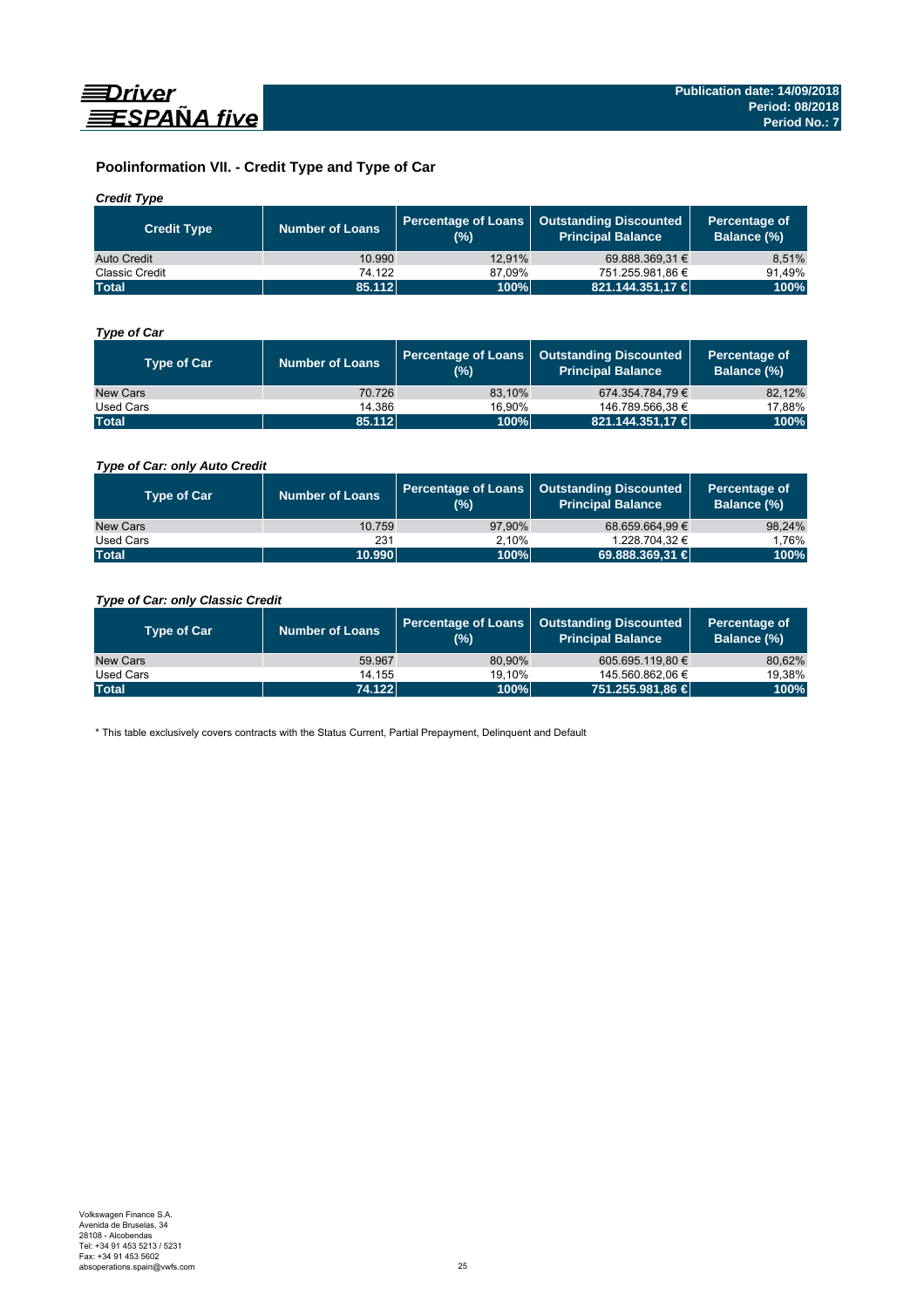## Poolinformation VII. - Credit Type and Type of Car

### *Credit Type*

| Credit Type | Number of Loans | Percentage of Loans (%) | Outstanding Discounted Principal Balance | Percentage of Balance (%) |
|---|---|---|---|---|
| Auto Credit | 10.990 | 12,91% | 69.888.369,31 € | 8,51% |
| Classic Credit | 74.122 | 87,09% | 751.255.981,86 € | 91,49% |
| **Total** | **85.112** | **100%** | **821.144.351,17 €** | **100%** |

### *Type of Car*

| Type of Car | Number of Loans | Percentage of Loans (%) | Outstanding Discounted Principal Balance | Percentage of Balance (%) |
|---|---|---|---|---|
| New Cars | 70.726 | 83,10% | 674.354.784,79 € | 82,12% |
| Used Cars | 14.386 | 16,90% | 146.789.566,38 € | 17,88% |
| **Total** | **85.112** | **100%** | **821.144.351,17 €** | **100%** |

### *Type of Car: only Auto Credit*

| Type of Car | Number of Loans | Percentage of Loans (%) | Outstanding Discounted Principal Balance | Percentage of Balance (%) |
|---|---|---|---|---|
| New Cars | 10.759 | 97,90% | 68.659.664,99 € | 98,24% |
| Used Cars | 231 | 2,10% | 1.228.704,32 € | 1,76% |
| **Total** | **10.990** | **100%** | **69.888.369,31 €** | **100%** |

### *Type of Car: only Classic Credit*

| Type of Car | Number of Loans | Percentage of Loans (%) | Outstanding Discounted Principal Balance | Percentage of Balance (%) |
|---|---|---|---|---|
| New Cars | 59.967 | 80,90% | 605.695.119,80 € | 80,62% |
| Used Cars | 14.155 | 19,10% | 145.560.862,06 € | 19,38% |
| **Total** | **74.122** | **100%** | **751.255.981,86 €** | **100%** |

* This table exclusively covers contracts with the Status Current, Partial Prepayment, Delinquent and Default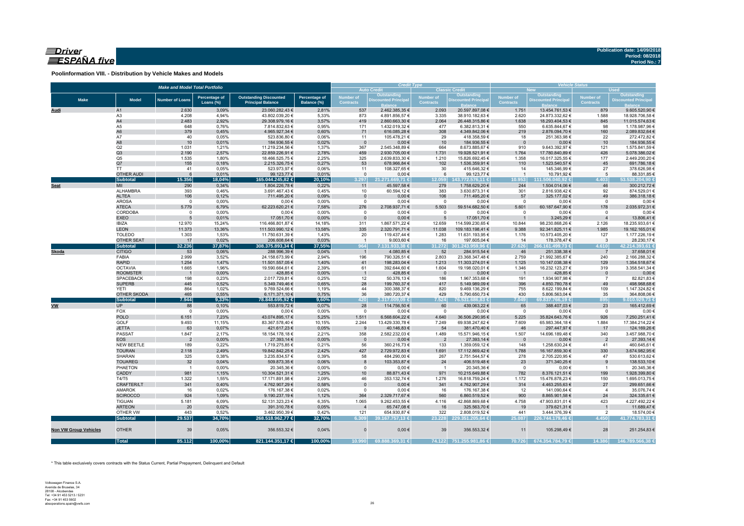**Publication date: 14/09/2018**
**Period: 08/2018**
**Period No.: 7**

### Poolinformation VIII. - Distribution by Vehicle Makes and Models

| | | Make and Model Total Portfolio | | | | Credit Type | | | | Vehicle Status | | | |
|---|---|---|---|---|---|---|---|---|---|---|---|---|---|
| | | | | | | Auto Credit | | Classic Credit | | New | | Used | |
| Make | Model | Number of Loans | Percentage of Loans (%) | Outstanding Discounted Principal Balance | Percentage of Balance (%) | Number of Contracts | Outstanding Discounted Principal Balance | Number of Contracts | Outstanding Discounted Principal Balance | Number of Contracts | Outstanding Discounted Principal Balance | Number of Contracts | Outstanding Discounted Principal Balance |
| **Audi** | A1 | 2.630 | 3,09% | 23.060.282,43 € | 2,81% | 537 | 2.462.385,35 € | 2.093 | 20.597.897,08 € | 1.751 | 13.454.761,53 € | 879 | 9.605.520,90 € |
| | A3 | 4.208 | 4,94% | 43.802.039,20 € | 5,33% | 873 | 4.891.856,57 € | 3.335 | 38.910.182,63 € | 2.620 | 24.873.332,62 € | 1.588 | 18.928.706,58 € |
| | A4 | 2.483 | 2,92% | 29.308.979,16 € | 3,57% | 419 | 2.860.663,30 € | 2.064 | 26.448.315,86 € | 1.638 | 18.293.404,53 € | 845 | 11.015.574,63 € |
| | A5 | 648 | 0,76% | 7.814.832,63 € | 0,95% | 171 | 1.432.019,32 € | 477 | 6.382.813,31 € | 550 | 6.635.844,67 € | 98 | 1.178.987,96 € |
| | A6 | 379 | 0,45% | 4.965.927,34 € | 0,60% | 71 | 616.085,28 € | 308 | 4.349.842,06 € | 219 | 2.876.094,70 € | 160 | 2.089.832,64 € |
| | A7 | 40 | 0,05% | 523.836,80 € | 0,06% | 11 | 105.478,21 € | 29 | 418.358,59 € | 18 | 251.363,98 € | 22 | 272.472,82 € |
| | A8 | 10 | 0,01% | 184.936,55 € | 0,02% | 0 | 0,00 € | 10 | 184.936,55 € | 0 | 0,00 € | 10 | 184.936,55 € |
| | Q2 | 1.031 | 1,21% | 11.219.234,56 € | 1,37% | 367 | 2.545.348,89 € | 664 | 8.673.885,67 € | 910 | 9.643.392,97 € | 121 | 1.575.841,59 € |
| | Q3 | 2.190 | 2,57% | 22.859.226,91 € | 2,78% | 459 | 2.930.705,00 € | 1.731 | 19.928.521,91 € | 1.764 | 17.780.840,89 € | 426 | 5.078.386,02 € |
| | Q5 | 1.535 | 1,80% | 18.466.525,75 € | 2,25% | 325 | 2.639.833,30 € | 1.210 | 15.826.692,45 € | 1.358 | 16.017.325,55 € | 177 | 2.449.200,20 € |
| | Q7 | 155 | 0,18% | 2.215.326,75 € | 0,27% | 53 | 678.966,84 € | 102 | 1.536.359,91 € | 110 | 1.523.540,57 € | 45 | 691.786,18 € |
| | TT | 41 | 0,05% | 523.973,97 € | 0,06% | 11 | 108.327,65 € | 30 | 415.646,32 € | 14 | 145.346,99 € | 27 | 378.626,98 € |
| | OTHER AUDI | 6 | 0,01% | 99.123,77 € | 0,01% | 0 | 0,00 € | 6 | 99.123,77 € | 1 | 10.791,92 € | 5 | 88.331,85 € |
| | **Subtotal** | **15.356** | **18,04%** | **165.044.245,82 €** | **20,10%** | **3.297** | **21.271.669,71 €** | **12.059** | **143.772.576,11 €** | **10.953** | **111.506.040,92 €** | **4.403** | **53.538.204,90 €** |
| **Seat** | MII | 290 | 0,34% | 1.804.226,78 € | 0,22% | 11 | 45.597,58 € | 279 | 1.758.629,20 € | 244 | 1.504.014,06 € | 46 | 300.212,72 € |
| | ALHAMBRA | 393 | 0,46% | 3.691.467,43 € | 0,45% | 10 | 60.594,12 € | 383 | 3.630.873,31 € | 301 | 2.816.938,42 € | 92 | 874.529,01 € |
| | ALTEA | 106 | 0,12% | 711.495,20 € | 0,09% | 0 | 0,00 € | 106 | 711.495,20 € | 57 | 325.177,02 € | 49 | 386.318,18 € |
| | AROSA | 0 | 0,00% | 0,00 € | 0,00% | 0 | 0,00 € | 0 | 0,00 € | 0 | 0,00 € | 0 | 0,00 € |
| | ATECA | 5.779 | 6,79% | 62.223.620,21 € | 7,58% | 276 | 2.708.937,71 € | 5.503 | 59.514.682,50 € | 5.601 | 60.187.647,90 € | 178 | 2.035.972,31 € |
| | CORDOBA | 0 | 0,00% | 0,00 € | 0,00% | 0 | 0,00 € | 0 | 0,00 € | 0 | 0,00 € | 0 | 0,00 € |
| | EXEO | 5 | 0,01% | 17.051,70 € | 0,00% | 0 | 0,00 € | 5 | 17.051,70 € | 1 | 3.245,29 € | 4 | 13.806,41 € |
| | IBIZA | 12.970 | 15,24% | 116.466.801,87 € | 14,18% | 311 | 1.867.571,22 € | 12.659 | 114.599.230,65 € | 10.844 | 98.230.868,26 € | 2.126 | 18.235.933,61 € |
| | LEON | 11.373 | 13,36% | 111.503.990,12 € | 13,58% | 335 | 2.320.791,71 € | 11.038 | 109.183.198,41 € | 9.388 | 92.341.825,11 € | 1.985 | 19.162.165,01 € |
| | TOLEDO | 1.303 | 1,53% | 11.750.631,39 € | 1,43% | 20 | 119.437,44 € | 1.283 | 11.631.193,95 € | 1.176 | 10.573.405,20 € | 127 | 1.177.226,19 € |
| | OTHER SEAT | 17 | 0,02% | 206.608,64 € | 0,03% | 1 | 9.003,60 € | 16 | 197.605,04 € | 14 | 178.378,47 € | 3 | 28.230,17 € |
| | **Subtotal** | **32.236** | **37,87%** | **308.375.893,34 €** | **37,55%** | **964** | **7.131.933,38 €** | **31.272** | **301.243.959,96 €** | **27.626** | **266.161.499,73 €** | **4.610** | **42.214.393,61 €** |
| **Skoda** | CITIGO | 53 | 0,06% | 288.996,39 € | 0,04% | 1 | 4.080,85 € | 52 | 284.915,54 € | 46 | 251.338,38 € | 7 | 37.658,01 € |
| | FABIA | 2.999 | 3,52% | 24.158.673,99 € | 2,94% | 196 | 790.326,51 € | 2.803 | 23.368.347,48 € | 2.759 | 21.992.385,67 € | 240 | 2.166.288,32 € |
| | RAPID | 1.254 | 1,47% | 11.501.557,05 € | 1,40% | 41 | 198.283,04 € | 1.213 | 11.303.274,01 € | 1.125 | 10.147.038,38 € | 129 | 1.354.518,67 € |
| | OCTAVIA | 1.665 | 1,96% | 19.590.664,61 € | 2,39% | 61 | 392.644,60 € | 1.604 | 19.198.020,01 € | 1.346 | 16.232.123,27 € | 319 | 3.358.541,34 € |
| | ROOMSTER | 1 | 0,00% | 428,85 € | 0,00% | 1 | 428,85 € | 0 | 0,00 € | 1 | 428,85 € | 0 | 0,00 € |
| | SPACEBACK | 198 | 0,23% | 2.017.729,81 € | 0,25% | 12 | 50.376,13 € | 186 | 1.967.353,68 € | 191 | 1.934.907,98 € | 7 | 82.821,83 € |
| | SUPERB | 445 | 0,52% | 5.349.749,46 € | 0,65% | 28 | 199.760,37 € | 417 | 5.149.989,09 € | 396 | 4.850.780,78 € | 49 | 498.968,68 € |
| | YETI | 864 | 1,02% | 9.769.524,66 € | 1,19% | 44 | 300.388,37 € | 820 | 9.469.136,29 € | 755 | 8.622.199,84 € | 109 | 1.147.324,82 € |
| | OTHER SKODA | 465 | 0,55% | 6.171.371,10 € | 0,75% | 36 | 380.720,37 € | 429 | 5.790.650,73 € | 430 | 5.806.563,04 € | 35 | 364.808,06 € |
| | **Subtotal** | **7.944** | **9,33%** | **78.848.695,92 €** | **9,60%** | **420** | **2.317.009,09 €** | **7.524** | **76.531.686,83 €** | **7.049** | **69.837.766,19 €** | **895** | **9.010.929,73 €** |
| **VW** | UP | 88 | 0,10% | 553.819,72 € | 0,07% | 28 | 114.756,50 € | 60 | 439.063,22 € | 65 | 388.407,03 € | 23 | 165.412,69 € |
| | FOX | 0 | 0,00% | 0,00 € | 0,00% | 0 | 0,00 € | 0 | 0,00 € | 0 | 0,00 € | 0 | 0,00 € |
| | POLO | 6.151 | 7,23% | 43.074.895,17 € | 5,25% | 1.511 | 6.568.604,22 € | 4.640 | 36.506.290,95 € | 5.225 | 35.824.643,76 € | 926 | 7.250.251,41 € |
| | GOLF | 9.493 | 11,15% | 83.367.578,40 € | 10,15% | 2.244 | 13.429.330,78 € | 7.249 | 69.938.247,62 € | 7.609 | 65.983.364,18 € | 1.884 | 17.384.214,22 € |
| | JETTA | 63 | 0,07% | 421.617,23 € | 0,05% | 9 | 40.146,83 € | 54 | 381.470,40 € | 46 | 297.447,97 € | 17 | 124.169,26 € |
| | PASSAT | 1.847 | 2,17% | 18.154.178,18 € | 2,21% | 358 | 2.582.232,03 € | 1.489 | 15.571.946,15 € | 1.507 | 14.696.189,48 € | 340 | 3.457.988,70 € |
| | EOS | 2 | 0,00% | 27.393,14 € | 0,00% | 0 | 0,00 € | 2 | 27.393,14 € | 0 | 0,00 € | 2 | 27.393,14 € |
| | NEW BEETLE | 189 | 0,22% | 1.719.275,85 € | 0,21% | 56 | 360.216,73 € | 133 | 1.359.059,12 € | 148 | 1.258.630,24 € | 41 | 460.645,61 € |
| | TOURAN | 2.118 | 2,49% | 19.842.842,25 € | 2,42% | 427 | 2.729.972,83 € | 1.691 | 17.112.869,42 € | 1.788 | 16.167.859,30 € | 330 | 3.674.982,95 € |
| | SHARAN | 325 | 0,38% | 3.235.834,57 € | 0,39% | 58 | 484.290,00 € | 267 | 2.751.544,57 € | 278 | 2.705.220,95 € | 47 | 530.613,62 € |
| | TOUAREG | 32 | 0,04% | 509.873,35 € | 0,06% | 8 | 103.353,87 € | 24 | 406.519,48 € | 23 | 371.340,25 € | 9 | 138.533,10 € |
| | PHAETON | 1 | 0,00% | 20.345,36 € | 0,00% | 0 | 0,00 € | 1 | 20.345,36 € | 0 | 0,00 € | 1 | 20.345,36 € |
| | CADDY | 981 | 1,15% | 10.304.521,31 € | 1,25% | 10 | 88.871,43 € | 971 | 10.215.649,88 € | 782 | 8.376.121,51 € | 199 | 1.928.399,80 € |
| | T4/T5 | 1.322 | 1,55% | 17.171.891,98 € | 2,09% | 46 | 353.132,74 € | 1.276 | 16.818.759,24 € | 1.172 | 15.476.878,23 € | 150 | 1.695.013,75 € |
| | CRAFTER/LT | 341 | 0,40% | 4.762.907,29 € | 0,58% | 0 | 0,00 € | 341 | 4.762.907,29 € | 314 | 4.463.255,63 € | 27 | 299.651,66 € |
| | AMAROK | 16 | 0,02% | 176.167,38 € | 0,02% | 0 | 0,00 € | 16 | 176.167,38 € | 12 | 141.090,64 € | 4 | 35.076,74 € |
| | SCIROCCO | 924 | 1,09% | 9.190.237,19 € | 1,12% | 364 | 2.329.717,67 € | 560 | 6.860.519,52 € | 900 | 8.865.901,58 € | 24 | 324.335,61 € |
| | TIGUAN | 5.181 | 6,09% | 52.131.323,23 € | 6,35% | 1.065 | 9.262.453,55 € | 4.116 | 42.868.869,68 € | 4.758 | 47.903.831,01 € | 423 | 4.227.492,22 € |
| | ARTEON | 20 | 0,02% | 391.310,78 € | 0,05% | 4 | 65.747,08 € | 16 | 325.563,70 € | 19 | 379.621,31 € | 1 | 11.689,47 € |
| | OTHER VW | 443 | 0,52% | 3.462.950,39 € | 0,42% | 121 | 654.930,87 € | 322 | 2.808.019,52 € | 441 | 3.444.376,39 € | 2 | 18.574,00 € |
| | **Subtotal** | **29.537** | **34,70%** | **268.518.962,77 €** | **32,70%** | **6.309** | **39.167.757,13 €** | **23.228** | **229.351.205,64 €** | **25.087** | **226.744.179,46 €** | **4.450** | **41.774.783,31 €** |
| **Non VW Group Vehicles** | OTHER | 39 | 0,05% | 356.553,32 € | 0,04% | 0 | 0,00 € | 39 | 356.553,32 € | 11 | 105.298,49 € | 28 | 251.254,83 € |
| | **Total** | **85.112** | **100,00%** | **821.144.351,17 €** | **100,00%** | **10.990** | **69.888.369,31 €** | **74.122** | **751.255.981,86 €** | **70.726** | **674.354.784,79 €** | **14.386** | **146.789.566,38 €** |

\* This table exclusively covers contracts with the Status Current, Partial Prepayment, Delinquent and Default

Volkswagen Finance S.A.
Avenida de Bruselas, 34
28108 - Alcobendas
Tel: +34 91 453 5213 / 5231
Fax: +34 91 453 5602
absoperations.spain@vwfs.com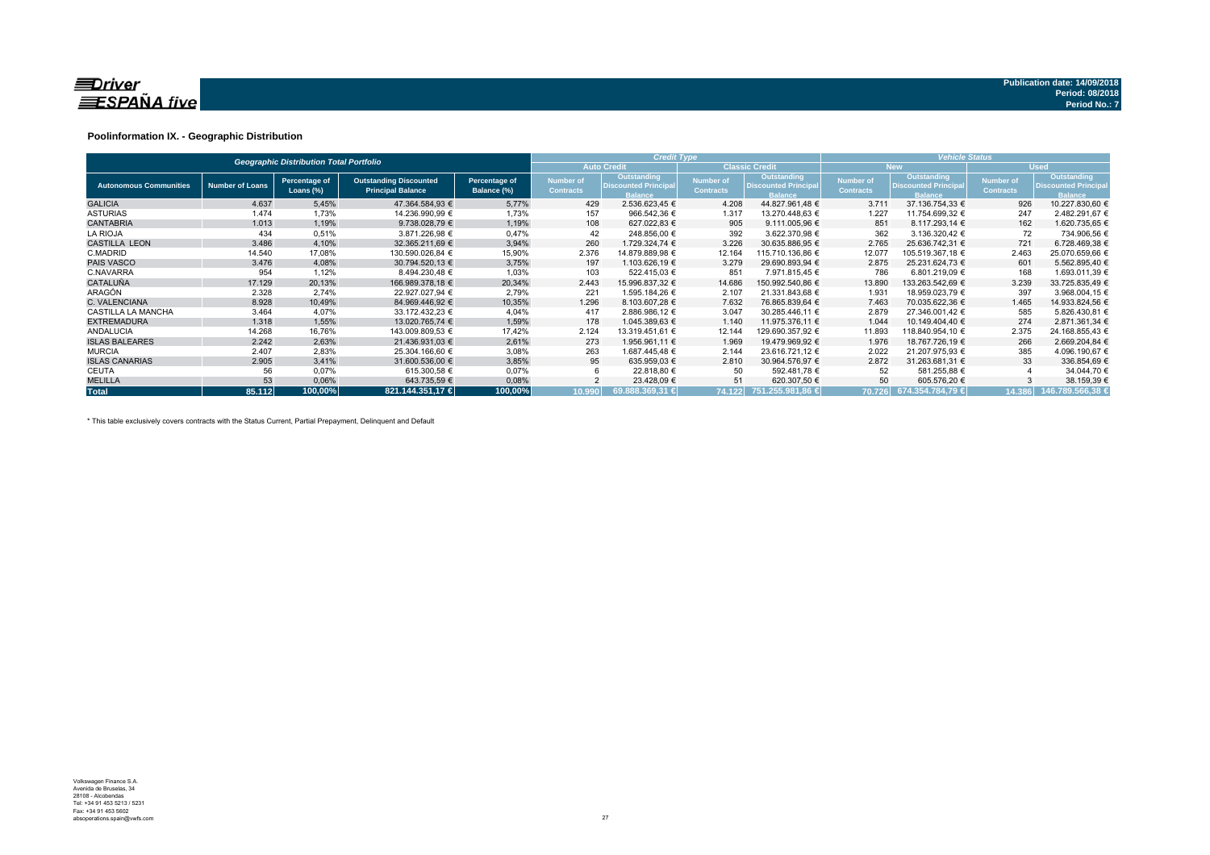**Publication date: 14/09/2018**
**Period: 08/2018**
**Period No.: 7**

## Poolinformation IX. - Geographic Distribution

| Geographic Distribution Total Portfolio | | | | | Credit Type | | | | Vehicle Status | | | |
|---|---|---|---|---|---|---|---|---|---|---|---|---|
| | | | | | Auto Credit | | Classic Credit | | New | | Used | |
| Autonomous Communities | Number of Loans | Percentage of Loans (%) | Outstanding Discounted Principal Balance | Percentage of Balance (%) | Number of Contracts | Outstanding Discounted Principal Balance | Number of Contracts | Outstanding Discounted Principal Balance | Number of Contracts | Outstanding Discounted Principal Balance | Number of Contracts | Outstanding Discounted Principal Balance |
| GALICIA | 4.637 | 5,45% | 47.364.584,93 € | 5,77% | 429 | 2.536.623,45 € | 4.208 | 44.827.961,48 € | 3.711 | 37.136.754,33 € | 926 | 10.227.830,60 € |
| ASTURIAS | 1.474 | 1,73% | 14.236.990,99 € | 1,73% | 157 | 966.542,36 € | 1.317 | 13.270.448,63 € | 1.227 | 11.754.699,32 € | 247 | 2.482.291,67 € |
| CANTABRIA | 1.013 | 1,19% | 9.738.028,79 € | 1,19% | 108 | 627.022,83 € | 905 | 9.111.005,96 € | 851 | 8.117.293,14 € | 162 | 1.620.735,65 € |
| LA RIOJA | 434 | 0,51% | 3.871.226,98 € | 0,47% | 42 | 248.856,00 € | 392 | 3.622.370,98 € | 362 | 3.136.320,42 € | 72 | 734.906,56 € |
| CASTILLA LEON | 3.486 | 4,10% | 32.365.211,69 € | 3,94% | 260 | 1.729.324,74 € | 3.226 | 30.635.886,95 € | 2.765 | 25.636.742,31 € | 721 | 6.728.469,38 € |
| C.MADRID | 14.540 | 17,08% | 130.590.026,84 € | 15,90% | 2.376 | 14.879.889,98 € | 12.164 | 115.710.136,86 € | 12.077 | 105.519.367,18 € | 2.463 | 25.070.659,66 € |
| PAIS VASCO | 3.476 | 4,08% | 30.794.520,13 € | 3,75% | 197 | 1.103.626,19 € | 3.279 | 29.690.893,94 € | 2.875 | 25.231.624,73 € | 601 | 5.562.895,40 € |
| C.NAVARRA | 954 | 1,12% | 8.494.230,48 € | 1,03% | 103 | 522.415,03 € | 851 | 7.971.815,45 € | 786 | 6.801.219,09 € | 168 | 1.693.011,39 € |
| CATALUÑA | 17.129 | 20,13% | 166.989.378,18 € | 20,34% | 2.443 | 15.996.837,32 € | 14.686 | 150.992.540,86 € | 13.890 | 133.263.542,69 € | 3.239 | 33.725.835,49 € |
| ARAGÓN | 2.328 | 2,74% | 22.927.027,94 € | 2,79% | 221 | 1.595.184,26 € | 2.107 | 21.331.843,68 € | 1.931 | 18.959.023,79 € | 397 | 3.968.004,15 € |
| C. VALENCIANA | 8.928 | 10,49% | 84.969.446,92 € | 10,35% | 1.296 | 8.103.607,28 € | 7.632 | 76.865.839,64 € | 7.463 | 70.035.622,36 € | 1.465 | 14.933.824,56 € |
| CASTILLA LA MANCHA | 3.464 | 4,07% | 33.172.432,23 € | 4,04% | 417 | 2.886.986,12 € | 3.047 | 30.285.446,11 € | 2.879 | 27.346.001,42 € | 585 | 5.826.430,81 € |
| EXTREMADURA | 1.318 | 1,55% | 13.020.765,74 € | 1,59% | 178 | 1.045.389,63 € | 1.140 | 11.975.376,11 € | 1.044 | 10.149.404,40 € | 274 | 2.871.361,34 € |
| ANDALUCIA | 14.268 | 16,76% | 143.009.809,53 € | 17,42% | 2.124 | 13.319.451,61 € | 12.144 | 129.690.357,92 € | 11.893 | 118.840.954,10 € | 2.375 | 24.168.855,43 € |
| ISLAS BALEARES | 2.242 | 2,63% | 21.436.931,03 € | 2,61% | 273 | 1.956.961,11 € | 1.969 | 19.479.969,92 € | 1.976 | 18.767.726,19 € | 266 | 2.669.204,84 € |
| MURCIA | 2.407 | 2,83% | 25.304.166,60 € | 3,08% | 263 | 1.687.445,48 € | 2.144 | 23.616.721,12 € | 2.022 | 21.207.975,93 € | 385 | 4.096.190,67 € |
| ISLAS CANARIAS | 2.905 | 3,41% | 31.600.536,00 € | 3,85% | 95 | 635.959,03 € | 2.810 | 30.964.576,97 € | 2.872 | 31.263.681,31 € | 33 | 336.854,69 € |
| CEUTA | 56 | 0,07% | 615.300,58 € | 0,07% | 6 | 22.818,80 € | 50 | 592.481,78 € | 52 | 581.255,88 € | 4 | 34.044,70 € |
| MELILLA | 53 | 0,06% | 643.735,59 € | 0,08% | 2 | 23.428,09 € | 51 | 620.307,50 € | 50 | 605.576,20 € | 3 | 38.159,39 € |
| **Total** | **85.112** | **100,00%** | **821.144.351,17 €** | **100,00%** | **10.990** | **69.888.369,31 €** | **74.122** | **751.255.981,86 €** | **70.726** | **674.354.784,79 €** | **14.386** | **146.789.566,38 €** |

\* This table exclusively covers contracts with the Status Current, Partial Prepayment, Delinquent and Default

Volkswagen Finance S.A.
Avenida de Bruselas, 34
28108 - Alcobendas
Tel: +34 91 453 5213 / 5231
Fax: +34 91 453 5602
absoperations.spain@vwfs.com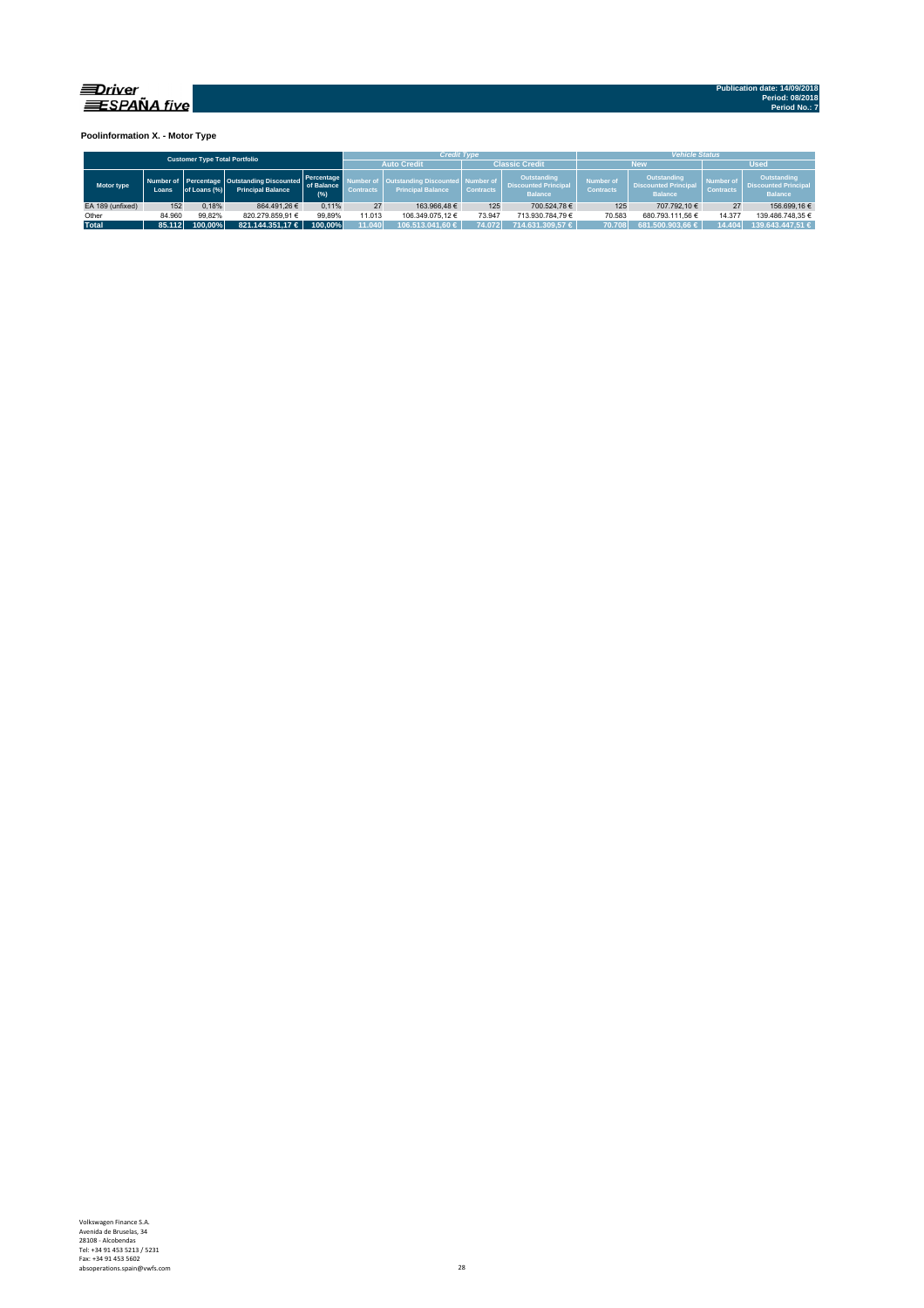Publication date: 14/09/2018
Period: 08/2018
Period No.: 7

**Poolinformation X. - Motor Type**

| Customer Type Total Portfolio | | | | | Credit Type | | | | Vehicle Status | | | |
|---|---|---|---|---|---|---|---|---|---|---|---|---|
| | | | | | Auto Credit | | Classic Credit | | New | | Used | |
| Motor type | Number of Loans | Percentage of Loans (%) | Outstanding Discounted Principal Balance | Percentage of Balance (%) | Number of Contracts | Outstanding Discounted Principal Balance | Number of Contracts | Outstanding Discounted Principal Balance | Number of Contracts | Outstanding Discounted Principal Balance | Number of Contracts | Outstanding Discounted Principal Balance |
| EA 189 (unfixed) | 152 | 0,18% | 864.491,26 € | 0,11% | 27 | 163.966,48 € | 125 | 700.524,78 € | 125 | 707.792,10 € | 27 | 156.699,16 € |
| Other | 84.960 | 99,82% | 820.279.859,91 € | 99,89% | 11.013 | 106.349.075,12 € | 73.947 | 713.930.784,79 € | 70.583 | 680.793.111,56 € | 14.377 | 139.486.748,35 € |
| **Total** | **85.112** | **100,00%** | **821.144.351,17 €** | **100,00%** | **11.040** | **106.513.041,60 €** | **74.072** | **714.631.309,57 €** | **70.708** | **681.500.903,66 €** | **14.404** | **139.643.447,51 €** |

Volkswagen Finance S.A.
Avenida de Bruselas, 34
28108 - Alcobendas
Tel: +34 91 453 5213 / 5231
Fax: +34 91 453 5602
absoperations.spain@vwfs.com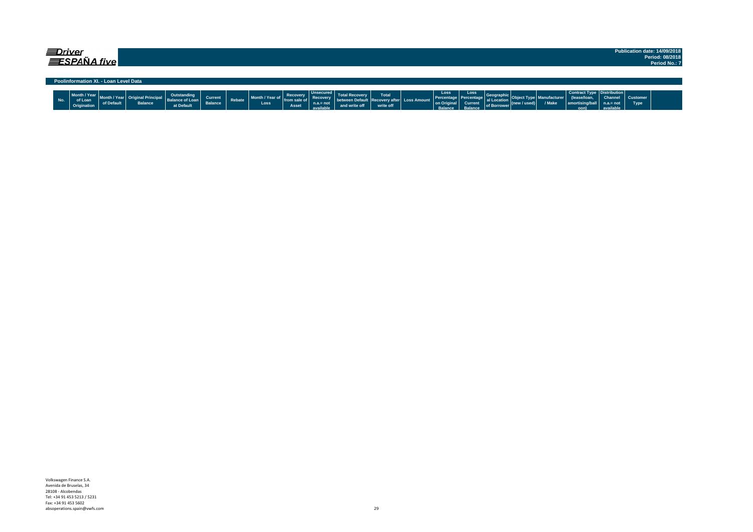**Driver ESPAÑA five**

Publication date: 14/09/2018
Period: 08/2018
Period No.: 7

## Poolinformation XI. - Loan Level Data

| No. | Month / Year of Loan Origination | Month / Year of Default | Original Principal Balance | Outstanding Balance of Loan at Default | Current Balance | Rebate | Month / Year of Loss | Recovery from sale of Asset | Unsecured Recovery n.a.= not available | Total Recovery between Default and write off | Total Recovery after write off | Loss Amount | Loss Percentage on Original Balance | Loss Percentage Current Balance | Geographical Location of Borrower | Object Type (new / used) | Manufacturer / Make | Contract Type (lease/loan, amortising/balloon) | Distribution Channel n.a.= not available | Customer Type |
|---|---|---|---|---|---|---|---|---|---|---|---|---|---|---|---|---|---|---|---|---|

Volkswagen Finance S.A.
Avenida de Bruselas, 34
28108 - Alcobendas
Tel: +34 91 453 5213 / 5231
Fax: +34 91 453 5602
absoperations.spain@vwfs.com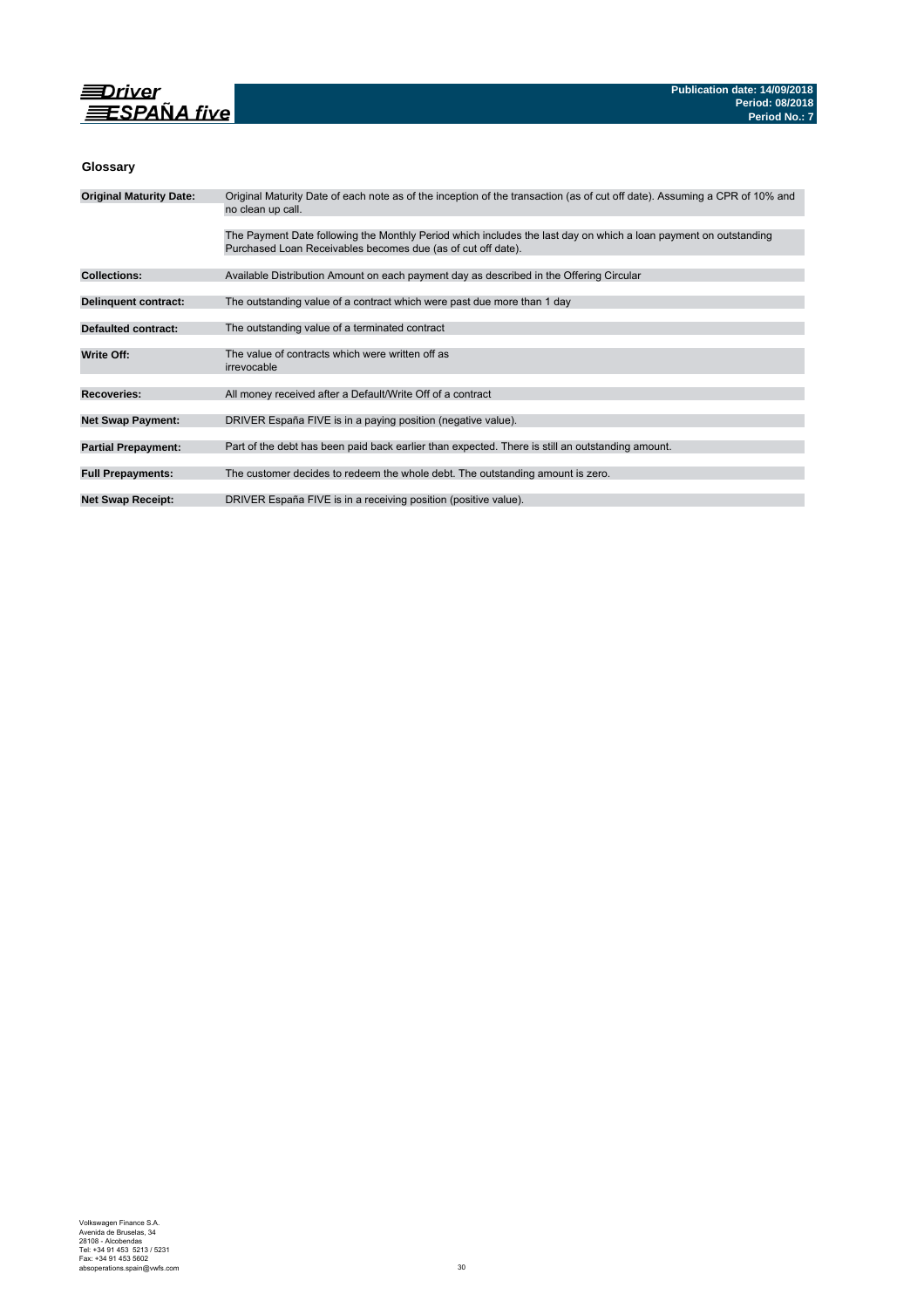## Glossary

| | |
|---|---|
| **Original Maturity Date:** | Original Maturity Date of each note as of the inception of the transaction (as of cut off date). Assuming a CPR of 10% and no clean up call. |
| | The Payment Date following the Monthly Period which includes the last day on which a loan payment on outstanding Purchased Loan Receivables becomes due (as of cut off date). |
| **Collections:** | Available Distribution Amount on each payment day as described in the Offering Circular |
| **Delinquent contract:** | The outstanding value of a contract which were past due more than 1 day |
| **Defaulted contract:** | The outstanding value of a terminated contract |
| **Write Off:** | The value of contracts which were written off as irrevocable |
| **Recoveries:** | All money received after a Default/Write Off of a contract |
| **Net Swap Payment:** | DRIVER España FIVE is in a paying position (negative value). |
| **Partial Prepayment:** | Part of the debt has been paid back earlier than expected. There is still an outstanding amount. |
| **Full Prepayments:** | The customer decides to redeem the whole debt. The outstanding amount is zero. |
| **Net Swap Receipt:** | DRIVER España FIVE is in a receiving position (positive value). |

Volkswagen Finance S.A.
Avenida de Bruselas, 34
28108 - Alcobendas
Tel: +34 91 453 5213 / 5231
Fax: +34 91 453 5602
absoperations.spain@vwfs.com